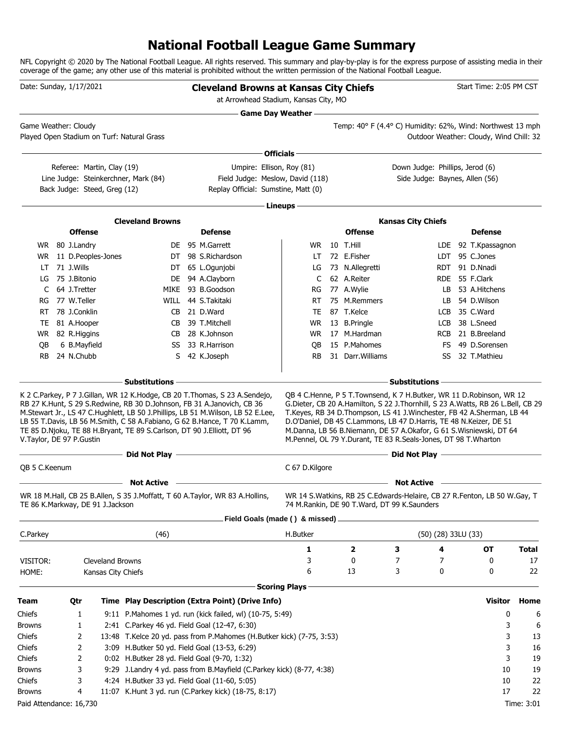# National Football League Game Summary

NFL Copyright © 2020 by The National Football League. All rights reserved. This summary and play-by-play is for the express purpose of assisting media in their coverage of the game; any other use of this material is prohibited without the written permission of the National Football League.

Date: Sunday, 1/17/2021

**Cleveland Browns at Kansas City Chiefs**

at Arrowhead Stadium, Kansas City, MO

Start Time: 2:05 PM CST

## Game Day Weather

Game Weather: Cloudy

Temp: 40° F (4.4° C) Humidity: 62%, Wind: Northwest 13 mph

Played Open Stadium on Turf: Natural Grass

Outdoor Weather: Cloudy, Wind Chill: 32

## Officials

Referee: Martin, Clay (19)
Umpire: Ellison, Roy (81)
Down Judge: Phillips, Jerod (6)
Line Judge: Steinkerchner, Mark (84)
Field Judge: Meslow, David (118)
Side Judge: Baynes, Allen (56)
Back Judge: Steed, Greg (12)
Replay Official: Sumstine, Matt (0)

## Lineups

| Cleveland Browns Offense | | Cleveland Browns Defense | | Kansas City Chiefs Offense | | Kansas City Chiefs Defense | |
|---|---|---|---|---|---|---|---|
| WR | 80 J.Landry | DE | 95 M.Garrett | WR | 10 T.Hill | LDE | 92 T.Kpassagnon |
| WR | 11 D.Peoples-Jones | DT | 98 S.Richardson | LT | 72 E.Fisher | LDT | 95 C.Jones |
| LT | 71 J.Wills | DT | 65 L.Ogunjobi | LG | 73 N.Allegretti | RDT | 91 D.Nnadi |
| LG | 75 J.Bitonio | DE | 94 A.Clayborn | C | 62 A.Reiter | RDE | 55 F.Clark |
| C | 64 J.Tretter | MIKE | 93 B.Goodson | RG | 77 A.Wylie | LB | 53 A.Hitchens |
| RG | 77 W.Teller | WILL | 44 S.Takitaki | RT | 75 M.Remmers | LB | 54 D.Wilson |
| RT | 78 J.Conklin | CB | 21 D.Ward | TE | 87 T.Kelce | LCB | 35 C.Ward |
| TE | 81 A.Hooper | CB | 39 T.Mitchell | WR | 13 B.Pringle | LCB | 38 L.Sneed |
| WR | 82 R.Higgins | CB | 28 K.Johnson | WR | 17 M.Hardman | RCB | 21 B.Breeland |
| QB | 6 B.Mayfield | SS | 33 R.Harrison | QB | 15 P.Mahomes | FS | 49 D.Sorensen |
| RB | 24 N.Chubb | S | 42 K.Joseph | RB | 31 Darr.Williams | SS | 32 T.Mathieu |

### Substitutions

**Cleveland Browns:** K 2 C.Parkey, P 7 J.Gillan, WR 12 K.Hodge, CB 20 T.Thomas, S 23 A.Sendejo, RB 27 K.Hunt, S 29 S.Redwine, RB 30 D.Johnson, FB 31 A.Janovich, CB 36 M.Stewart Jr., LS 47 C.Hughlett, LB 50 J.Phillips, LB 51 M.Wilson, LB 52 E.Lee, LB 55 T.Davis, LB 56 M.Smith, C 58 A.Fabiano, G 62 B.Hance, T 70 K.Lamm, TE 85 D.Njoku, TE 88 H.Bryant, TE 89 S.Carlson, DT 90 J.Elliott, DT 96 V.Taylor, DE 97 P.Gustin

**Kansas City Chiefs:** QB 4 C.Henne, P 5 T.Townsend, K 7 H.Butker, WR 11 D.Robinson, WR 12 G.Dieter, CB 20 A.Hamilton, S 22 J.Thornhill, S 23 A.Watts, RB 26 L.Bell, CB 29 T.Keyes, RB 34 D.Thompson, LS 41 J.Winchester, FB 42 A.Sherman, LB 44 D.O'Daniel, DB 45 C.Lammons, LB 47 D.Harris, TE 48 N.Keizer, DE 51 M.Danna, LB 56 B.Niemann, DE 57 A.Okafor, G 61 S.Wisniewski, DT 64 M.Pennel, OL 79 Y.Durant, TE 83 R.Seals-Jones, DT 98 T.Wharton

### Did Not Play

**Cleveland Browns:** QB 5 C.Keenum

**Kansas City Chiefs:** C 67 D.Kilgore

### Not Active

**Cleveland Browns:** WR 18 M.Hall, CB 25 B.Allen, S 35 J.Moffatt, T 60 A.Taylor, WR 83 A.Hollins, TE 86 K.Markway, DE 91 J.Jackson

**Kansas City Chiefs:** WR 14 S.Watkins, RB 25 C.Edwards-Helaire, CB 27 R.Fenton, LB 50 W.Gay, T 74 M.Rankin, DE 90 T.Ward, DT 99 K.Saunders

## Field Goals (made ( ) & missed)

C.Parkey (46)

H.Butker (50) (28) 33LU (33)

| | | 1 | 2 | 3 | 4 | OT | Total |
|---|---|---|---|---|---|---|---|
| VISITOR: | Cleveland Browns | 3 | 0 | 7 | 7 | 0 | 17 |
| HOME: | Kansas City Chiefs | 6 | 13 | 3 | 0 | 0 | 22 |

## Scoring Plays

| Team | Qtr | Time | Play Description (Extra Point) (Drive Info) | Visitor | Home |
|---|---|---|---|---|---|
| Chiefs | 1 | 9:11 | P.Mahomes 1 yd. run (kick failed, wl) (10-75, 5:49) | 0 | 6 |
| Browns | 1 | 2:41 | C.Parkey 46 yd. Field Goal (12-47, 6:30) | 3 | 6 |
| Chiefs | 2 | 13:48 | T.Kelce 20 yd. pass from P.Mahomes (H.Butker kick) (7-75, 3:53) | 3 | 13 |
| Chiefs | 2 | 3:09 | H.Butker 50 yd. Field Goal (13-53, 6:29) | 3 | 16 |
| Chiefs | 2 | 0:02 | H.Butker 28 yd. Field Goal (9-70, 1:32) | 3 | 19 |
| Browns | 3 | 9:29 | J.Landry 4 yd. pass from B.Mayfield (C.Parkey kick) (8-77, 4:38) | 10 | 19 |
| Chiefs | 3 | 4:24 | H.Butker 33 yd. Field Goal (11-60, 5:05) | 10 | 22 |
| Browns | 4 | 11:07 | K.Hunt 3 yd. run (C.Parkey kick) (18-75, 8:17) | 17 | 22 |

Paid Attendance: 16,730

Time: 3:01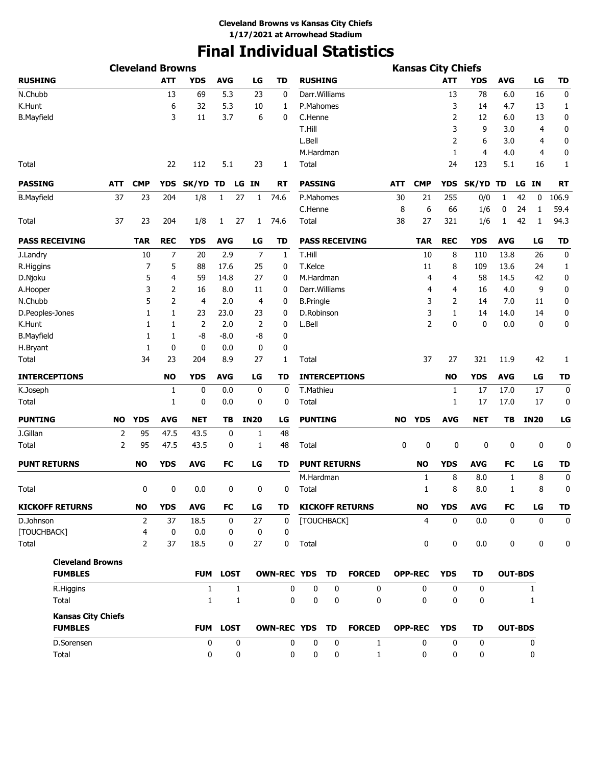**Cleveland Browns vs Kansas City Chiefs**
**1/17/2021 at Arrowhead Stadium**

# Final Individual Statistics

## Cleveland Browns

| RUSHING | ATT | YDS | AVG | LG | TD |
|---|---|---|---|---|---|
| N.Chubb | 13 | 69 | 5.3 | 23 | 0 |
| K.Hunt | 6 | 32 | 5.3 | 10 | 1 |
| B.Mayfield | 3 | 11 | 3.7 | 6 | 0 |
| Total | 22 | 112 | 5.1 | 23 | 1 |

| PASSING | ATT | CMP | YDS | SK/YD | TD | LG | IN | RT |
|---|---|---|---|---|---|---|---|---|
| B.Mayfield | 37 | 23 | 204 | 1/8 | 1 | 27 | 1 | 74.6 |
| Total | 37 | 23 | 204 | 1/8 | 1 | 27 | 1 | 74.6 |

| PASS RECEIVING | TAR | REC | YDS | AVG | LG | TD |
|---|---|---|---|---|---|---|
| J.Landry | 10 | 7 | 20 | 2.9 | 7 | 1 |
| R.Higgins | 7 | 5 | 88 | 17.6 | 25 | 0 |
| D.Njoku | 5 | 4 | 59 | 14.8 | 27 | 0 |
| A.Hooper | 3 | 2 | 16 | 8.0 | 11 | 0 |
| N.Chubb | 5 | 2 | 4 | 2.0 | 4 | 0 |
| D.Peoples-Jones | 1 | 1 | 23 | 23.0 | 23 | 0 |
| K.Hunt | 1 | 1 | 2 | 2.0 | 2 | 0 |
| B.Mayfield | 1 | 1 | -8 | -8.0 | -8 | 0 |
| H.Bryant | 1 | 0 | 0 | 0.0 | 0 | 0 |
| Total | 34 | 23 | 204 | 8.9 | 27 | 1 |

| INTERCEPTIONS | NO | YDS | AVG | LG | TD |
|---|---|---|---|---|---|
| K.Joseph | 1 | 0 | 0.0 | 0 | 0 |
| Total | 1 | 0 | 0.0 | 0 | 0 |

| PUNTING | NO | YDS | AVG | NET | TB | IN20 | LG |
|---|---|---|---|---|---|---|---|
| J.Gillan | 2 | 95 | 47.5 | 43.5 | 0 | 1 | 48 |
| Total | 2 | 95 | 47.5 | 43.5 | 0 | 1 | 48 |

| PUNT RETURNS | NO | YDS | AVG | FC | LG | TD |
|---|---|---|---|---|---|---|
| Total | 0 | 0 | 0.0 | 0 | 0 | 0 |

| KICKOFF RETURNS | NO | YDS | AVG | FC | LG | TD |
|---|---|---|---|---|---|---|
| D.Johnson | 2 | 37 | 18.5 | 0 | 27 | 0 |
| [TOUCHBACK] | 4 | 0 | 0.0 | 0 | 0 | 0 |
| Total | 2 | 37 | 18.5 | 0 | 27 | 0 |

## Kansas City Chiefs

| RUSHING | ATT | YDS | AVG | LG | TD |
|---|---|---|---|---|---|
| Darr.Williams | 13 | 78 | 6.0 | 16 | 0 |
| P.Mahomes | 3 | 14 | 4.7 | 13 | 1 |
| C.Henne | 2 | 12 | 6.0 | 13 | 0 |
| T.Hill | 3 | 9 | 3.0 | 4 | 0 |
| L.Bell | 2 | 6 | 3.0 | 4 | 0 |
| M.Hardman | 1 | 4 | 4.0 | 4 | 0 |
| Total | 24 | 123 | 5.1 | 16 | 1 |

| PASSING | ATT | CMP | YDS | SK/YD | TD | LG | IN | RT |
|---|---|---|---|---|---|---|---|---|
| P.Mahomes | 30 | 21 | 255 | 0/0 | 1 | 42 | 0 | 106.9 |
| C.Henne | 8 | 6 | 66 | 1/6 | 0 | 24 | 1 | 59.4 |
| Total | 38 | 27 | 321 | 1/6 | 1 | 42 | 1 | 94.3 |

| PASS RECEIVING | TAR | REC | YDS | AVG | LG | TD |
|---|---|---|---|---|---|---|
| T.Hill | 10 | 8 | 110 | 13.8 | 26 | 0 |
| T.Kelce | 11 | 8 | 109 | 13.6 | 24 | 1 |
| M.Hardman | 4 | 4 | 58 | 14.5 | 42 | 0 |
| Darr.Williams | 4 | 4 | 16 | 4.0 | 9 | 0 |
| B.Pringle | 3 | 2 | 14 | 7.0 | 11 | 0 |
| D.Robinson | 3 | 1 | 14 | 14.0 | 14 | 0 |
| L.Bell | 2 | 0 | 0 | 0.0 | 0 | 0 |
| Total | 37 | 27 | 321 | 11.9 | 42 | 1 |

| INTERCEPTIONS | NO | YDS | AVG | LG | TD |
|---|---|---|---|---|---|
| T.Mathieu | 1 | 17 | 17.0 | 17 | 0 |
| Total | 1 | 17 | 17.0 | 17 | 0 |

| PUNTING | NO | YDS | AVG | NET | TB | IN20 | LG |
|---|---|---|---|---|---|---|---|
| Total | 0 | 0 | 0 | 0 | 0 | 0 | 0 |

| PUNT RETURNS | NO | YDS | AVG | FC | LG | TD |
|---|---|---|---|---|---|---|
| M.Hardman | 1 | 8 | 8.0 | 1 | 8 | 0 |
| Total | 1 | 8 | 8.0 | 1 | 8 | 0 |

| KICKOFF RETURNS | NO | YDS | AVG | FC | LG | TD |
|---|---|---|---|---|---|---|
| [TOUCHBACK] | 4 | 0 | 0.0 | 0 | 0 | 0 |
| Total | 0 | 0 | 0.0 | 0 | 0 | 0 |

## Cleveland Browns

| FUMBLES | FUM | LOST | OWN-REC | YDS | TD | FORCED | OPP-REC | YDS | TD | OUT-BDS |
|---|---|---|---|---|---|---|---|---|---|---|
| R.Higgins | 1 | 1 | 0 | 0 | 0 | 0 | 0 | 0 | 0 | 1 |
| Total | 1 | 1 | 0 | 0 | 0 | 0 | 0 | 0 | 0 | 1 |

## Kansas City Chiefs

| FUMBLES | FUM | LOST | OWN-REC | YDS | TD | FORCED | OPP-REC | YDS | TD | OUT-BDS |
|---|---|---|---|---|---|---|---|---|---|---|
| D.Sorensen | 0 | 0 | 0 | 0 | 0 | 1 | 0 | 0 | 0 | 0 |
| Total | 0 | 0 | 0 | 0 | 0 | 1 | 0 | 0 | 0 | 0 |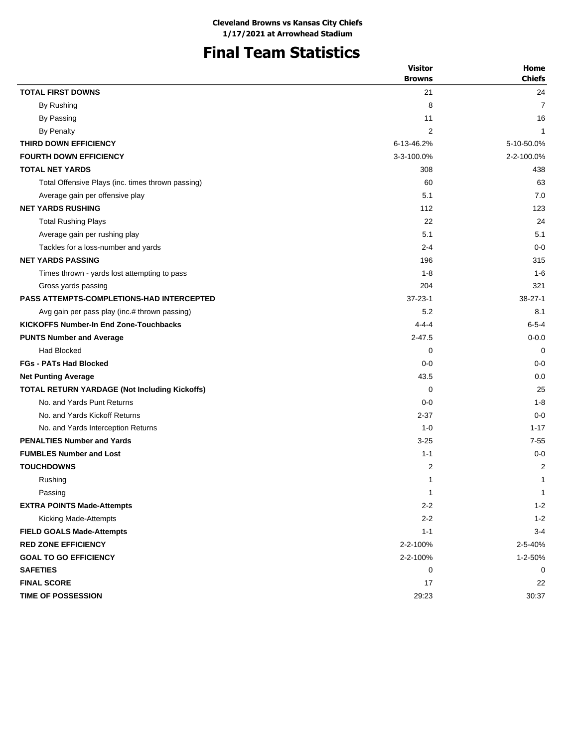**Cleveland Browns vs Kansas City Chiefs**
**1/17/2021 at Arrowhead Stadium**

# Final Team Statistics

| | Visitor Browns | Home Chiefs |
|---|---|---|
| **TOTAL FIRST DOWNS** | 21 | 24 |
| By Rushing | 8 | 7 |
| By Passing | 11 | 16 |
| By Penalty | 2 | 1 |
| **THIRD DOWN EFFICIENCY** | 6-13-46.2% | 5-10-50.0% |
| **FOURTH DOWN EFFICIENCY** | 3-3-100.0% | 2-2-100.0% |
| **TOTAL NET YARDS** | 308 | 438 |
| Total Offensive Plays (inc. times thrown passing) | 60 | 63 |
| Average gain per offensive play | 5.1 | 7.0 |
| **NET YARDS RUSHING** | 112 | 123 |
| Total Rushing Plays | 22 | 24 |
| Average gain per rushing play | 5.1 | 5.1 |
| Tackles for a loss-number and yards | 2-4 | 0-0 |
| **NET YARDS PASSING** | 196 | 315 |
| Times thrown - yards lost attempting to pass | 1-8 | 1-6 |
| Gross yards passing | 204 | 321 |
| **PASS ATTEMPTS-COMPLETIONS-HAD INTERCEPTED** | 37-23-1 | 38-27-1 |
| Avg gain per pass play (inc.# thrown passing) | 5.2 | 8.1 |
| **KICKOFFS Number-In End Zone-Touchbacks** | 4-4-4 | 6-5-4 |
| **PUNTS Number and Average** | 2-47.5 | 0-0.0 |
| Had Blocked | 0 | 0 |
| **FGs - PATs Had Blocked** | 0-0 | 0-0 |
| **Net Punting Average** | 43.5 | 0.0 |
| **TOTAL RETURN YARDAGE (Not Including Kickoffs)** | 0 | 25 |
| No. and Yards Punt Returns | 0-0 | 1-8 |
| No. and Yards Kickoff Returns | 2-37 | 0-0 |
| No. and Yards Interception Returns | 1-0 | 1-17 |
| **PENALTIES Number and Yards** | 3-25 | 7-55 |
| **FUMBLES Number and Lost** | 1-1 | 0-0 |
| **TOUCHDOWNS** | 2 | 2 |
| Rushing | 1 | 1 |
| Passing | 1 | 1 |
| **EXTRA POINTS Made-Attempts** | 2-2 | 1-2 |
| Kicking Made-Attempts | 2-2 | 1-2 |
| **FIELD GOALS Made-Attempts** | 1-1 | 3-4 |
| **RED ZONE EFFICIENCY** | 2-2-100% | 2-5-40% |
| **GOAL TO GO EFFICIENCY** | 2-2-100% | 1-2-50% |
| **SAFETIES** | 0 | 0 |
| **FINAL SCORE** | 17 | 22 |
| **TIME OF POSSESSION** | 29:23 | 30:37 |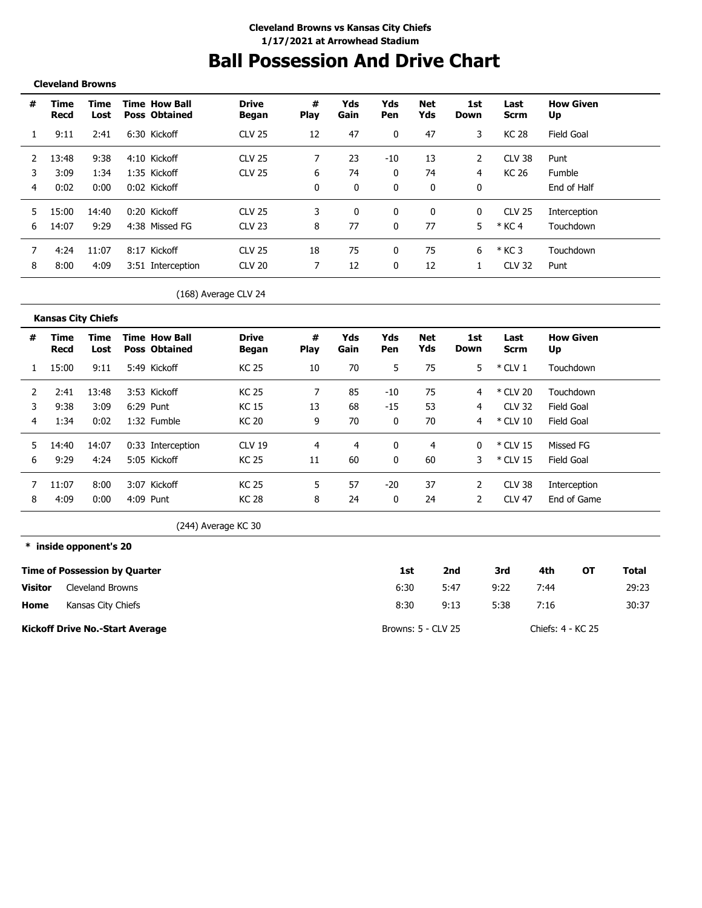**Cleveland Browns vs Kansas City Chiefs**
**1/17/2021 at Arrowhead Stadium**

# Ball Possession And Drive Chart

**Cleveland Browns**

| # | Time Recd | Time Lost | Time Poss | How Ball Obtained | Drive Began | # Play | Yds Gain | Yds Pen | Net Yds | 1st Down | Last Scrm | How Given Up |
|---|---|---|---|---|---|---|---|---|---|---|---|---|
| 1 | 9:11 | 2:41 | 6:30 | Kickoff | CLV 25 | 12 | 47 | 0 | 47 | 3 | KC 28 | Field Goal |
| 2 | 13:48 | 9:38 | 4:10 | Kickoff | CLV 25 | 7 | 23 | -10 | 13 | 2 | CLV 38 | Punt |
| 3 | 3:09 | 1:34 | 1:35 | Kickoff | CLV 25 | 6 | 74 | 0 | 74 | 4 | KC 26 | Fumble |
| 4 | 0:02 | 0:00 | 0:02 | Kickoff | | 0 | 0 | 0 | 0 | 0 | | End of Half |
| 5 | 15:00 | 14:40 | 0:20 | Kickoff | CLV 25 | 3 | 0 | 0 | 0 | 0 | CLV 25 | Interception |
| 6 | 14:07 | 9:29 | 4:38 | Missed FG | CLV 23 | 8 | 77 | 0 | 77 | 5 | * KC 4 | Touchdown |
| 7 | 4:24 | 11:07 | 8:17 | Kickoff | CLV 25 | 18 | 75 | 0 | 75 | 6 | * KC 3 | Touchdown |
| 8 | 8:00 | 4:09 | 3:51 | Interception | CLV 20 | 7 | 12 | 0 | 12 | 1 | CLV 32 | Punt |

(168) Average CLV 24

**Kansas City Chiefs**

| # | Time Recd | Time Lost | Time Poss | How Ball Obtained | Drive Began | # Play | Yds Gain | Yds Pen | Net Yds | 1st Down | Last Scrm | How Given Up |
|---|---|---|---|---|---|---|---|---|---|---|---|---|
| 1 | 15:00 | 9:11 | 5:49 | Kickoff | KC 25 | 10 | 70 | 5 | 75 | 5 | * CLV 1 | Touchdown |
| 2 | 2:41 | 13:48 | 3:53 | Kickoff | KC 25 | 7 | 85 | -10 | 75 | 4 | * CLV 20 | Touchdown |
| 3 | 9:38 | 3:09 | 6:29 | Punt | KC 15 | 13 | 68 | -15 | 53 | 4 | CLV 32 | Field Goal |
| 4 | 1:34 | 0:02 | 1:32 | Fumble | KC 20 | 9 | 70 | 0 | 70 | 4 | * CLV 10 | Field Goal |
| 5 | 14:40 | 14:07 | 0:33 | Interception | CLV 19 | 4 | 4 | 0 | 4 | 0 | * CLV 15 | Missed FG |
| 6 | 9:29 | 4:24 | 5:05 | Kickoff | KC 25 | 11 | 60 | 0 | 60 | 3 | * CLV 15 | Field Goal |
| 7 | 11:07 | 8:00 | 3:07 | Kickoff | KC 25 | 5 | 57 | -20 | 37 | 2 | CLV 38 | Interception |
| 8 | 4:09 | 0:00 | 4:09 | Punt | KC 28 | 8 | 24 | 0 | 24 | 2 | CLV 47 | End of Game |

(244) Average KC 30

**\* inside opponent's 20**

| Time of Possession by Quarter | | 1st | 2nd | 3rd | 4th | OT | Total |
|---|---|---|---|---|---|---|---|
| **Visitor** | Cleveland Browns | 6:30 | 5:47 | 9:22 | 7:44 | | 29:23 |
| **Home** | Kansas City Chiefs | 8:30 | 9:13 | 5:38 | 7:16 | | 30:37 |

**Kickoff Drive No.-Start Average** Browns: 5 - CLV 25 Chiefs: 4 - KC 25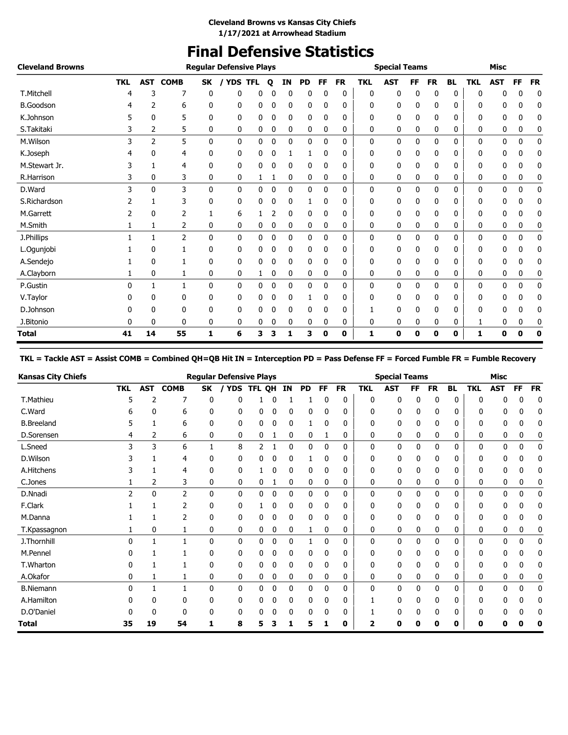**Cleveland Browns vs Kansas City Chiefs**
**1/17/2021 at Arrowhead Stadium**

# Final Defensive Statistics

| Cleveland Browns | Regular Defensive Plays | | | | | | | | | | | Special Teams | | | | | Misc | | | |
|---|---|---|---|---|---|---|---|---|---|---|---|---|---|---|---|---|---|---|---|---|
| | TKL | AST | COMB | SK | / YDS | TFL | Q | IN | PD | FF | FR | TKL | AST | FF | FR | BL | TKL | AST | FF | FR |
| T.Mitchell | 4 | 3 | 7 | 0 | 0 | 0 | 0 | 0 | 0 | 0 | 0 | 0 | 0 | 0 | 0 | 0 | 0 | 0 | 0 | 0 |
| B.Goodson | 4 | 2 | 6 | 0 | 0 | 0 | 0 | 0 | 0 | 0 | 0 | 0 | 0 | 0 | 0 | 0 | 0 | 0 | 0 | 0 |
| K.Johnson | 5 | 0 | 5 | 0 | 0 | 0 | 0 | 0 | 0 | 0 | 0 | 0 | 0 | 0 | 0 | 0 | 0 | 0 | 0 | 0 |
| S.Takitaki | 3 | 2 | 5 | 0 | 0 | 0 | 0 | 0 | 0 | 0 | 0 | 0 | 0 | 0 | 0 | 0 | 0 | 0 | 0 | 0 |
| M.Wilson | 3 | 2 | 5 | 0 | 0 | 0 | 0 | 0 | 0 | 0 | 0 | 0 | 0 | 0 | 0 | 0 | 0 | 0 | 0 | 0 |
| K.Joseph | 4 | 0 | 4 | 0 | 0 | 0 | 0 | 1 | 1 | 0 | 0 | 0 | 0 | 0 | 0 | 0 | 0 | 0 | 0 | 0 |
| M.Stewart Jr. | 3 | 1 | 4 | 0 | 0 | 0 | 0 | 0 | 0 | 0 | 0 | 0 | 0 | 0 | 0 | 0 | 0 | 0 | 0 | 0 |
| R.Harrison | 3 | 0 | 3 | 0 | 0 | 1 | 1 | 0 | 0 | 0 | 0 | 0 | 0 | 0 | 0 | 0 | 0 | 0 | 0 | 0 |
| D.Ward | 3 | 0 | 3 | 0 | 0 | 0 | 0 | 0 | 0 | 0 | 0 | 0 | 0 | 0 | 0 | 0 | 0 | 0 | 0 | 0 |
| S.Richardson | 2 | 1 | 3 | 0 | 0 | 0 | 0 | 0 | 1 | 0 | 0 | 0 | 0 | 0 | 0 | 0 | 0 | 0 | 0 | 0 |
| M.Garrett | 2 | 0 | 2 | 1 | 6 | 1 | 2 | 0 | 0 | 0 | 0 | 0 | 0 | 0 | 0 | 0 | 0 | 0 | 0 | 0 |
| M.Smith | 1 | 1 | 2 | 0 | 0 | 0 | 0 | 0 | 0 | 0 | 0 | 0 | 0 | 0 | 0 | 0 | 0 | 0 | 0 | 0 |
| J.Phillips | 1 | 1 | 2 | 0 | 0 | 0 | 0 | 0 | 0 | 0 | 0 | 0 | 0 | 0 | 0 | 0 | 0 | 0 | 0 | 0 |
| L.Ogunjobi | 1 | 0 | 1 | 0 | 0 | 0 | 0 | 0 | 0 | 0 | 0 | 0 | 0 | 0 | 0 | 0 | 0 | 0 | 0 | 0 |
| A.Sendejo | 1 | 0 | 1 | 0 | 0 | 0 | 0 | 0 | 0 | 0 | 0 | 0 | 0 | 0 | 0 | 0 | 0 | 0 | 0 | 0 |
| A.Clayborn | 1 | 0 | 1 | 0 | 0 | 1 | 0 | 0 | 0 | 0 | 0 | 0 | 0 | 0 | 0 | 0 | 0 | 0 | 0 | 0 |
| P.Gustin | 0 | 1 | 1 | 0 | 0 | 0 | 0 | 0 | 0 | 0 | 0 | 0 | 0 | 0 | 0 | 0 | 0 | 0 | 0 | 0 |
| V.Taylor | 0 | 0 | 0 | 0 | 0 | 0 | 0 | 0 | 1 | 0 | 0 | 0 | 0 | 0 | 0 | 0 | 0 | 0 | 0 | 0 |
| D.Johnson | 0 | 0 | 0 | 0 | 0 | 0 | 0 | 0 | 0 | 0 | 0 | 1 | 0 | 0 | 0 | 0 | 0 | 0 | 0 | 0 |
| J.Bitonio | 0 | 0 | 0 | 0 | 0 | 0 | 0 | 0 | 0 | 0 | 0 | 0 | 0 | 0 | 0 | 0 | 1 | 0 | 0 | 0 |
| **Total** | **41** | **14** | **55** | **1** | **6** | **3** | **3** | **1** | **3** | **0** | **0** | **1** | **0** | **0** | **0** | **0** | **1** | **0** | **0** | **0** |

**TKL = Tackle AST = Assist COMB = Combined QH=QB Hit IN = Interception PD = Pass Defense FF = Forced Fumble FR = Fumble Recovery**

| Kansas City Chiefs | Regular Defensive Plays | | | | | | | | | | | Special Teams | | | | | Misc | | | |
|---|---|---|---|---|---|---|---|---|---|---|---|---|---|---|---|---|---|---|---|---|
| | TKL | AST | COMB | SK | / YDS | TFL | QH | IN | PD | FF | FR | TKL | AST | FF | FR | BL | TKL | AST | FF | FR |
| T.Mathieu | 5 | 2 | 7 | 0 | 0 | 1 | 0 | 1 | 1 | 0 | 0 | 0 | 0 | 0 | 0 | 0 | 0 | 0 | 0 | 0 |
| C.Ward | 6 | 0 | 6 | 0 | 0 | 0 | 0 | 0 | 0 | 0 | 0 | 0 | 0 | 0 | 0 | 0 | 0 | 0 | 0 | 0 |
| B.Breeland | 5 | 1 | 6 | 0 | 0 | 0 | 0 | 0 | 1 | 0 | 0 | 0 | 0 | 0 | 0 | 0 | 0 | 0 | 0 | 0 |
| D.Sorensen | 4 | 2 | 6 | 0 | 0 | 0 | 1 | 0 | 0 | 1 | 0 | 0 | 0 | 0 | 0 | 0 | 0 | 0 | 0 | 0 |
| L.Sneed | 3 | 3 | 6 | 1 | 8 | 2 | 1 | 0 | 0 | 0 | 0 | 0 | 0 | 0 | 0 | 0 | 0 | 0 | 0 | 0 |
| D.Wilson | 3 | 1 | 4 | 0 | 0 | 0 | 0 | 0 | 1 | 0 | 0 | 0 | 0 | 0 | 0 | 0 | 0 | 0 | 0 | 0 |
| A.Hitchens | 3 | 1 | 4 | 0 | 0 | 1 | 0 | 0 | 0 | 0 | 0 | 0 | 0 | 0 | 0 | 0 | 0 | 0 | 0 | 0 |
| C.Jones | 1 | 2 | 3 | 0 | 0 | 0 | 1 | 0 | 0 | 0 | 0 | 0 | 0 | 0 | 0 | 0 | 0 | 0 | 0 | 0 |
| D.Nnadi | 2 | 0 | 2 | 0 | 0 | 0 | 0 | 0 | 0 | 0 | 0 | 0 | 0 | 0 | 0 | 0 | 0 | 0 | 0 | 0 |
| F.Clark | 1 | 1 | 2 | 0 | 0 | 1 | 0 | 0 | 0 | 0 | 0 | 0 | 0 | 0 | 0 | 0 | 0 | 0 | 0 | 0 |
| M.Danna | 1 | 1 | 2 | 0 | 0 | 0 | 0 | 0 | 0 | 0 | 0 | 0 | 0 | 0 | 0 | 0 | 0 | 0 | 0 | 0 |
| T.Kpassagnon | 1 | 0 | 1 | 0 | 0 | 0 | 0 | 0 | 1 | 0 | 0 | 0 | 0 | 0 | 0 | 0 | 0 | 0 | 0 | 0 |
| J.Thornhill | 0 | 1 | 1 | 0 | 0 | 0 | 0 | 0 | 1 | 0 | 0 | 0 | 0 | 0 | 0 | 0 | 0 | 0 | 0 | 0 |
| M.Pennel | 0 | 1 | 1 | 0 | 0 | 0 | 0 | 0 | 0 | 0 | 0 | 0 | 0 | 0 | 0 | 0 | 0 | 0 | 0 | 0 |
| T.Wharton | 0 | 1 | 1 | 0 | 0 | 0 | 0 | 0 | 0 | 0 | 0 | 0 | 0 | 0 | 0 | 0 | 0 | 0 | 0 | 0 |
| A.Okafor | 0 | 1 | 1 | 0 | 0 | 0 | 0 | 0 | 0 | 0 | 0 | 0 | 0 | 0 | 0 | 0 | 0 | 0 | 0 | 0 |
| B.Niemann | 0 | 1 | 1 | 0 | 0 | 0 | 0 | 0 | 0 | 0 | 0 | 0 | 0 | 0 | 0 | 0 | 0 | 0 | 0 | 0 |
| A.Hamilton | 0 | 0 | 0 | 0 | 0 | 0 | 0 | 0 | 0 | 0 | 0 | 1 | 0 | 0 | 0 | 0 | 0 | 0 | 0 | 0 |
| D.O'Daniel | 0 | 0 | 0 | 0 | 0 | 0 | 0 | 0 | 0 | 0 | 0 | 1 | 0 | 0 | 0 | 0 | 0 | 0 | 0 | 0 |
| **Total** | **35** | **19** | **54** | **1** | **8** | **5** | **3** | **1** | **5** | **1** | **0** | **2** | **0** | **0** | **0** | **0** | **0** | **0** | **0** | **0** |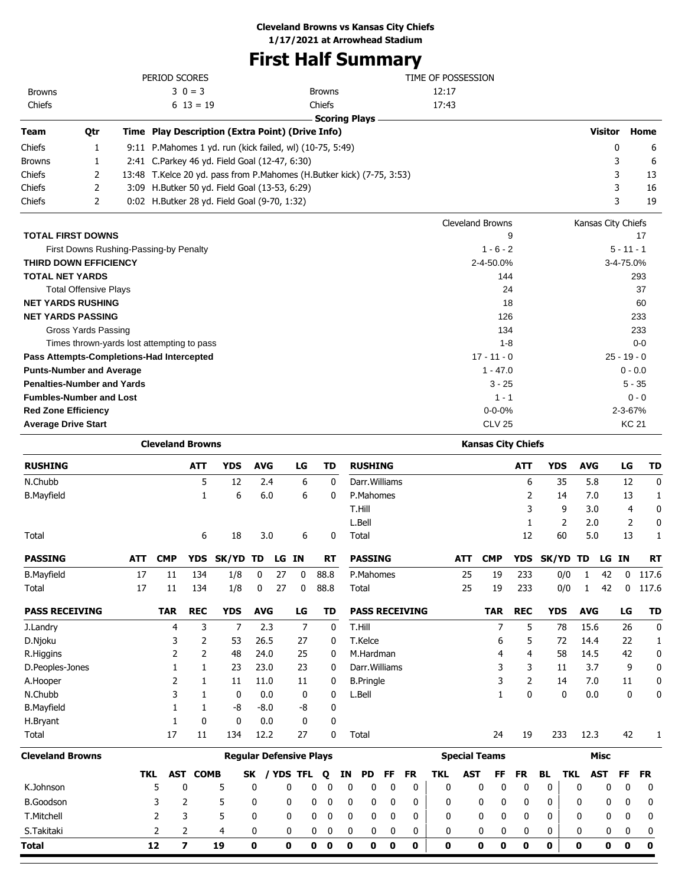**Cleveland Browns vs Kansas City Chiefs**
**1/17/2021 at Arrowhead Stadium**

# First Half Summary

| PERIOD SCORES | | TIME OF POSSESSION | |
|---|---|---|---|
| Browns | 3 0 = 3 | Browns | 12:17 |
| Chiefs | 6 13 = 19 | Chiefs | 17:43 |

**Scoring Plays**

| Team | Qtr | Time | Play Description (Extra Point) (Drive Info) | Visitor | Home |
|---|---|---|---|---|---|
| Chiefs | 1 | 9:11 | P.Mahomes 1 yd. run (kick failed, wl) (10-75, 5:49) | 0 | 6 |
| Browns | 1 | 2:41 | C.Parkey 46 yd. Field Goal (12-47, 6:30) | 3 | 6 |
| Chiefs | 2 | 13:48 | T.Kelce 20 yd. pass from P.Mahomes (H.Butker kick) (7-75, 3:53) | 3 | 13 |
| Chiefs | 2 | 3:09 | H.Butker 50 yd. Field Goal (13-53, 6:29) | 3 | 16 |
| Chiefs | 2 | 0:02 | H.Butker 28 yd. Field Goal (9-70, 1:32) | 3 | 19 |

| | Cleveland Browns | Kansas City Chiefs |
|---|---|---|
| **TOTAL FIRST DOWNS** | 9 | 17 |
| First Downs Rushing-Passing-by Penalty | 1 - 6 - 2 | 5 - 11 - 1 |
| **THIRD DOWN EFFICIENCY** | 2-4-50.0% | 3-4-75.0% |
| **TOTAL NET YARDS** | 144 | 293 |
| Total Offensive Plays | 24 | 37 |
| **NET YARDS RUSHING** | 18 | 60 |
| **NET YARDS PASSING** | 126 | 233 |
| Gross Yards Passing | 134 | 233 |
| Times thrown-yards lost attempting to pass | 1-8 | 0-0 |
| **Pass Attempts-Completions-Had Intercepted** | 17 - 11 - 0 | 25 - 19 - 0 |
| **Punts-Number and Average** | 1 - 47.0 | 0 - 0.0 |
| **Penalties-Number and Yards** | 3 - 25 | 5 - 35 |
| **Fumbles-Number and Lost** | 1 - 1 | 0 - 0 |
| **Red Zone Efficiency** | 0-0-0% | 2-3-67% |
| **Average Drive Start** | CLV 25 | KC 21 |

## Cleveland Browns

| RUSHING | ATT | YDS | AVG | LG | TD |
|---|---|---|---|---|---|
| N.Chubb | 5 | 12 | 2.4 | 6 | 0 |
| B.Mayfield | 1 | 6 | 6.0 | 6 | 0 |
| Total | 6 | 18 | 3.0 | 6 | 0 |

| PASSING | ATT | CMP | YDS | SK/YD | TD | LG | IN | RT |
|---|---|---|---|---|---|---|---|---|
| B.Mayfield | 17 | 11 | 134 | 1/8 | 0 | 27 | 0 | 88.8 |
| Total | 17 | 11 | 134 | 1/8 | 0 | 27 | 0 | 88.8 |

| PASS RECEIVING | TAR | REC | YDS | AVG | LG | TD |
|---|---|---|---|---|---|---|
| J.Landry | 4 | 3 | 7 | 2.3 | 7 | 0 |
| D.Njoku | 3 | 2 | 53 | 26.5 | 27 | 0 |
| R.Higgins | 2 | 2 | 48 | 24.0 | 25 | 0 |
| D.Peoples-Jones | 1 | 1 | 23 | 23.0 | 23 | 0 |
| A.Hooper | 2 | 1 | 11 | 11.0 | 11 | 0 |
| N.Chubb | 3 | 1 | 0 | 0.0 | 0 | 0 |
| B.Mayfield | 1 | 1 | -8 | -8.0 | -8 | 0 |
| H.Bryant | 1 | 0 | 0 | 0.0 | 0 | 0 |
| Total | 17 | 11 | 134 | 12.2 | 27 | 0 |

## Kansas City Chiefs

| RUSHING | ATT | YDS | AVG | LG | TD |
|---|---|---|---|---|---|
| Darr.Williams | 6 | 35 | 5.8 | 12 | 0 |
| P.Mahomes | 2 | 14 | 7.0 | 13 | 1 |
| T.Hill | 3 | 9 | 3.0 | 4 | 0 |
| L.Bell | 1 | 2 | 2.0 | 2 | 0 |
| Total | 12 | 60 | 5.0 | 13 | 1 |

| PASSING | ATT | CMP | YDS | SK/YD | TD | LG | IN | RT |
|---|---|---|---|---|---|---|---|---|
| P.Mahomes | 25 | 19 | 233 | 0/0 | 1 | 42 | 0 | 117.6 |
| Total | 25 | 19 | 233 | 0/0 | 1 | 42 | 0 | 117.6 |

| PASS RECEIVING | TAR | REC | YDS | AVG | LG | TD |
|---|---|---|---|---|---|---|
| T.Hill | 7 | 5 | 78 | 15.6 | 26 | 0 |
| T.Kelce | 6 | 5 | 72 | 14.4 | 22 | 1 |
| M.Hardman | 4 | 4 | 58 | 14.5 | 42 | 0 |
| Darr.Williams | 3 | 3 | 11 | 3.7 | 9 | 0 |
| B.Pringle | 3 | 2 | 14 | 7.0 | 11 | 0 |
| L.Bell | 1 | 0 | 0 | 0.0 | 0 | 0 |
| Total | 24 | 19 | 233 | 12.3 | 42 | 1 |

| Cleveland Browns | Regular Defensive Plays | | | | | | | | | | | | Special Teams | | | | | Misc | | | |
|---|---|---|---|---|---|---|---|---|---|---|---|---|---|---|---|---|---|---|---|---|---|
| | TKL | AST | COMB | SK | / YDS | TFL | Q | IN | PD | FF | FR | TKL | AST | FF | FR | BL | TKL | AST | FF | FR |
| K.Johnson | 5 | 0 | 5 | 0 | 0 | 0 | 0 | 0 | 0 | 0 | 0 | 0 | 0 | 0 | 0 | 0 | 0 | 0 | 0 | 0 |
| B.Goodson | 3 | 2 | 5 | 0 | 0 | 0 | 0 | 0 | 0 | 0 | 0 | 0 | 0 | 0 | 0 | 0 | 0 | 0 | 0 | 0 |
| T.Mitchell | 2 | 3 | 5 | 0 | 0 | 0 | 0 | 0 | 0 | 0 | 0 | 0 | 0 | 0 | 0 | 0 | 0 | 0 | 0 | 0 |
| S.Takitaki | 2 | 2 | 4 | 0 | 0 | 0 | 0 | 0 | 0 | 0 | 0 | 0 | 0 | 0 | 0 | 0 | 0 | 0 | 0 | 0 |
| **Total** | **12** | **7** | **19** | **0** | **0** | **0** | **0** | **0** | **0** | **0** | **0** | **0** | **0** | **0** | **0** | **0** | **0** | **0** | **0** | **0** |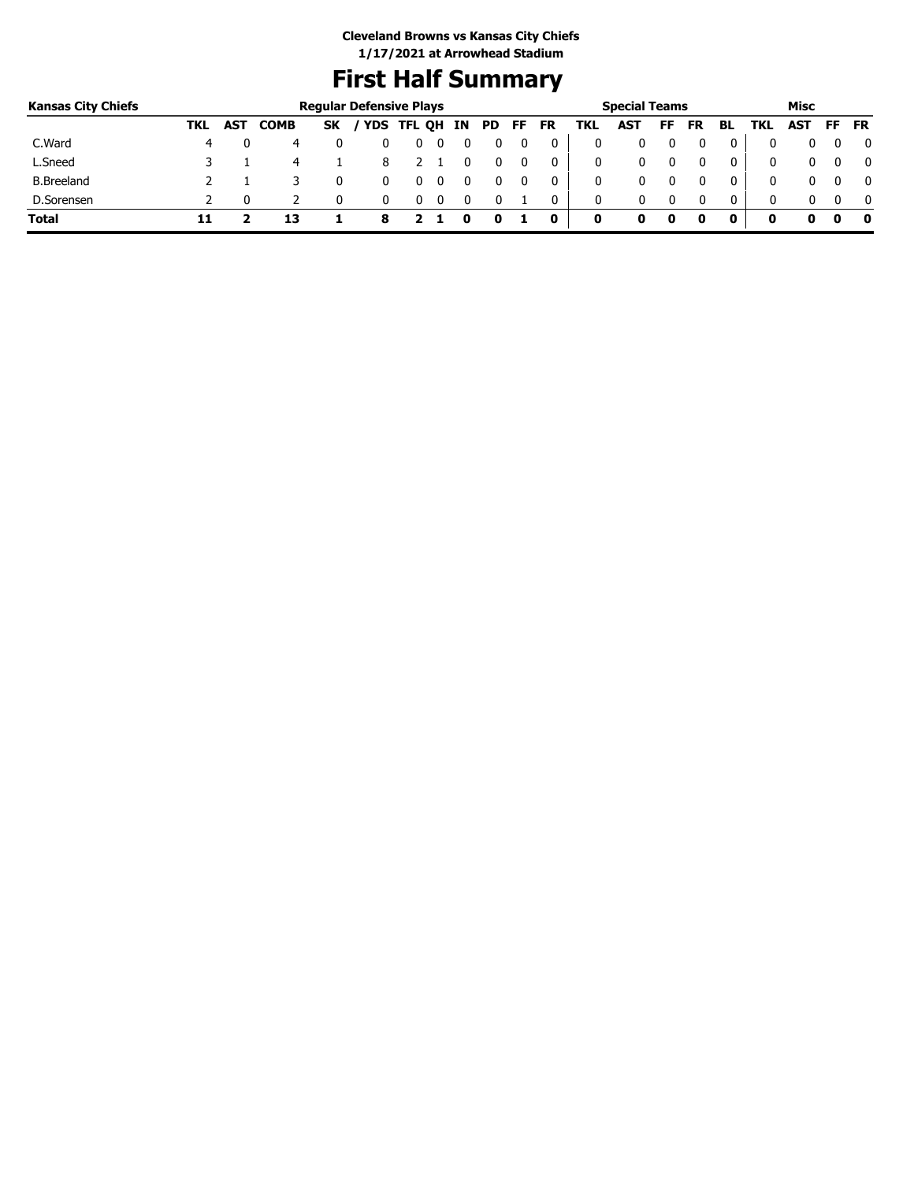**Cleveland Browns vs Kansas City Chiefs**
**1/17/2021 at Arrowhead Stadium**

# First Half Summary

| Kansas City Chiefs | Regular Defensive Plays | | | | | | | | | | | Special Teams | | | | | Misc | | | |
|---|---|---|---|---|---|---|---|---|---|---|---|---|---|---|---|---|---|---|---|---|
| | TKL | AST | COMB | SK | / YDS | TFL | QH | IN | PD | FF | FR | TKL | AST | FF | FR | BL | TKL | AST | FF | FR |
| C.Ward | 4 | 0 | 4 | 0 | 0 | 0 | 0 | 0 | 0 | 0 | 0 | 0 | 0 | 0 | 0 | 0 | 0 | 0 | 0 | 0 |
| L.Sneed | 3 | 1 | 4 | 1 | 8 | 2 | 1 | 0 | 0 | 0 | 0 | 0 | 0 | 0 | 0 | 0 | 0 | 0 | 0 | 0 |
| B.Breeland | 2 | 1 | 3 | 0 | 0 | 0 | 0 | 0 | 0 | 0 | 0 | 0 | 0 | 0 | 0 | 0 | 0 | 0 | 0 | 0 |
| D.Sorensen | 2 | 0 | 2 | 0 | 0 | 0 | 0 | 0 | 0 | 1 | 0 | 0 | 0 | 0 | 0 | 0 | 0 | 0 | 0 | 0 |
| **Total** | **11** | **2** | **13** | **1** | **8** | **2** | **1** | **0** | **0** | **1** | **0** | **0** | **0** | **0** | **0** | **0** | **0** | **0** | **0** | **0** |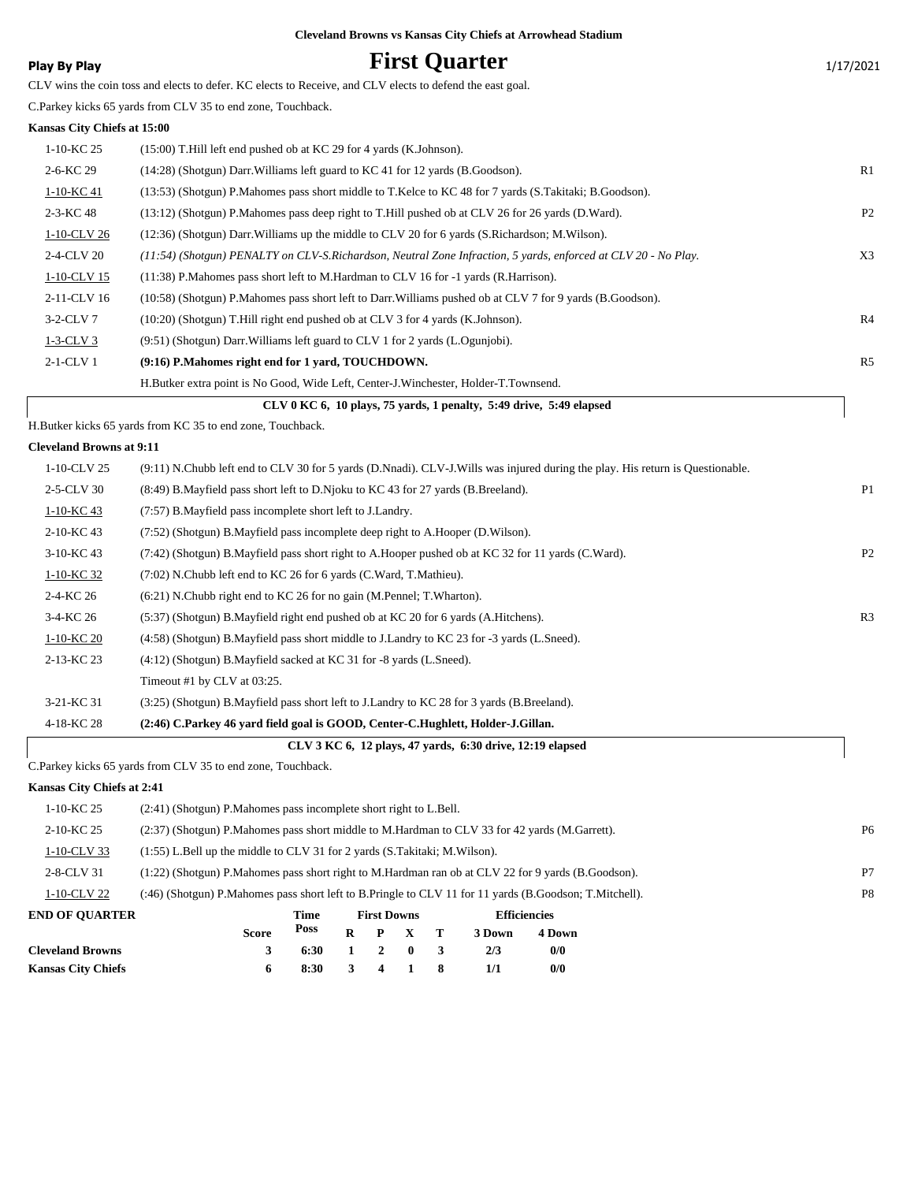**Cleveland Browns vs Kansas City Chiefs at Arrowhead Stadium**

**Play By Play**

# First Quarter

1/17/2021

CLV wins the coin toss and elects to defer. KC elects to Receive, and CLV elects to defend the east goal.

C.Parkey kicks 65 yards from CLV 35 to end zone, Touchback.

**Kansas City Chiefs at 15:00**

| | | |
|---|---|---|
| 1-10-KC 25 | (15:00) T.Hill left end pushed ob at KC 29 for 4 yards (K.Johnson). | |
| 2-6-KC 29 | (14:28) (Shotgun) Darr.Williams left guard to KC 41 for 12 yards (B.Goodson). | R1 |
| 1-10-KC 41 | (13:53) (Shotgun) P.Mahomes pass short middle to T.Kelce to KC 48 for 7 yards (S.Takitaki; B.Goodson). | |
| 2-3-KC 48 | (13:12) (Shotgun) P.Mahomes pass deep right to T.Hill pushed ob at CLV 26 for 26 yards (D.Ward). | P2 |
| 1-10-CLV 26 | (12:36) (Shotgun) Darr.Williams up the middle to CLV 20 for 6 yards (S.Richardson; M.Wilson). | |
| 2-4-CLV 20 | *(11:54) (Shotgun) PENALTY on CLV-S.Richardson, Neutral Zone Infraction, 5 yards, enforced at CLV 20 - No Play.* | X3 |
| 1-10-CLV 15 | (11:38) P.Mahomes pass short left to M.Hardman to CLV 16 for -1 yards (R.Harrison). | |
| 2-11-CLV 16 | (10:58) (Shotgun) P.Mahomes pass short left to Darr.Williams pushed ob at CLV 7 for 9 yards (B.Goodson). | |
| 3-2-CLV 7 | (10:20) (Shotgun) T.Hill right end pushed ob at CLV 3 for 4 yards (K.Johnson). | R4 |
| 1-3-CLV 3 | (9:51) (Shotgun) Darr.Williams left guard to CLV 1 for 2 yards (L.Ogunjobi). | |
| 2-1-CLV 1 | **(9:16) P.Mahomes right end for 1 yard, TOUCHDOWN.** | R5 |
| | H.Butker extra point is No Good, Wide Left, Center-J.Winchester, Holder-T.Townsend. | |

**CLV 0 KC 6, 10 plays, 75 yards, 1 penalty, 5:49 drive, 5:49 elapsed**

H.Butker kicks 65 yards from KC 35 to end zone, Touchback.

**Cleveland Browns at 9:11**

| | | |
|---|---|---|
| 1-10-CLV 25 | (9:11) N.Chubb left end to CLV 30 for 5 yards (D.Nnadi). CLV-J.Wills was injured during the play. His return is Questionable. | |
| 2-5-CLV 30 | (8:49) B.Mayfield pass short left to D.Njoku to KC 43 for 27 yards (B.Breeland). | P1 |
| 1-10-KC 43 | (7:57) B.Mayfield pass incomplete short left to J.Landry. | |
| 2-10-KC 43 | (7:52) (Shotgun) B.Mayfield pass incomplete deep right to A.Hooper (D.Wilson). | |
| 3-10-KC 43 | (7:42) (Shotgun) B.Mayfield pass short right to A.Hooper pushed ob at KC 32 for 11 yards (C.Ward). | P2 |
| 1-10-KC 32 | (7:02) N.Chubb left end to KC 26 for 6 yards (C.Ward, T.Mathieu). | |
| 2-4-KC 26 | (6:21) N.Chubb right end to KC 26 for no gain (M.Pennel; T.Wharton). | |
| 3-4-KC 26 | (5:37) (Shotgun) B.Mayfield right end pushed ob at KC 20 for 6 yards (A.Hitchens). | R3 |
| 1-10-KC 20 | (4:58) (Shotgun) B.Mayfield pass short middle to J.Landry to KC 23 for -3 yards (L.Sneed). | |
| 2-13-KC 23 | (4:12) (Shotgun) B.Mayfield sacked at KC 31 for -8 yards (L.Sneed). | |
| | Timeout #1 by CLV at 03:25. | |
| 3-21-KC 31 | (3:25) (Shotgun) B.Mayfield pass short left to J.Landry to KC 28 for 3 yards (B.Breeland). | |
| 4-18-KC 28 | **(2:46) C.Parkey 46 yard field goal is GOOD, Center-C.Hughlett, Holder-J.Gillan.** | |

**CLV 3 KC 6, 12 plays, 47 yards, 6:30 drive, 12:19 elapsed**

C.Parkey kicks 65 yards from CLV 35 to end zone, Touchback.

**Kansas City Chiefs at 2:41**

| | | |
|---|---|---|
| 1-10-KC 25 | (2:41) (Shotgun) P.Mahomes pass incomplete short right to L.Bell. | |
| 2-10-KC 25 | (2:37) (Shotgun) P.Mahomes pass short middle to M.Hardman to CLV 33 for 42 yards (M.Garrett). | P6 |
| 1-10-CLV 33 | (1:55) L.Bell up the middle to CLV 31 for 2 yards (S.Takitaki; M.Wilson). | |
| 2-8-CLV 31 | (1:22) (Shotgun) P.Mahomes pass short right to M.Hardman ran ob at CLV 22 for 9 yards (B.Goodson). | P7 |
| 1-10-CLV 22 | (:46) (Shotgun) P.Mahomes pass short left to B.Pringle to CLV 11 for 11 yards (B.Goodson; T.Mitchell). | P8 |

| END OF QUARTER | Score | Time Poss | First Downs R | P | X | T | Efficiencies 3 Down | 4 Down |
|---|---|---|---|---|---|---|---|---|
| **Cleveland Browns** | 3 | 6:30 | 1 | 2 | 0 | 3 | 2/3 | 0/0 |
| **Kansas City Chiefs** | 6 | 8:30 | 3 | 4 | 1 | 8 | 1/1 | 0/0 |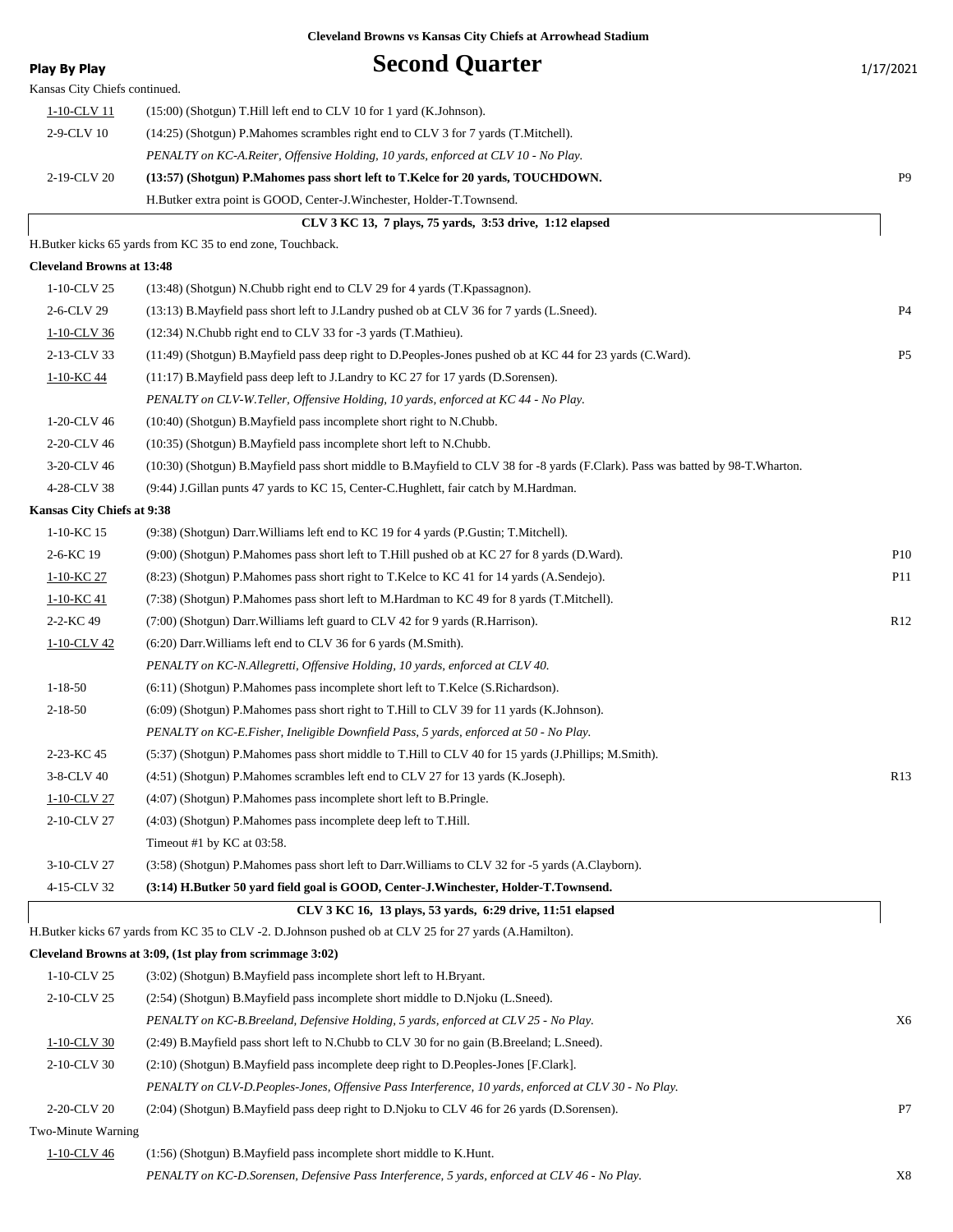Cleveland Browns vs Kansas City Chiefs at Arrowhead Stadium

## Second Quarter

**Play By Play** 1/17/2021

Kansas City Chiefs continued.

| | | |
|---|---|---|
| 1-10-CLV 11 | (15:00) (Shotgun) T.Hill left end to CLV 10 for 1 yard (K.Johnson). | |
| 2-9-CLV 10 | (14:25) (Shotgun) P.Mahomes scrambles right end to CLV 3 for 7 yards (T.Mitchell). | |
| | *PENALTY on KC-A.Reiter, Offensive Holding, 10 yards, enforced at CLV 10 - No Play.* | |
| 2-19-CLV 20 | **(13:57) (Shotgun) P.Mahomes pass short left to T.Kelce for 20 yards, TOUCHDOWN.** | P9 |
| | H.Butker extra point is GOOD, Center-J.Winchester, Holder-T.Townsend. | |
| | **CLV 3 KC 13, 7 plays, 75 yards, 3:53 drive, 1:12 elapsed** | |
| | H.Butker kicks 65 yards from KC 35 to end zone, Touchback. | |
| **Cleveland Browns at 13:48** | | |
| 1-10-CLV 25 | (13:48) (Shotgun) N.Chubb right end to CLV 29 for 4 yards (T.Kpassagnon). | |
| 2-6-CLV 29 | (13:13) B.Mayfield pass short left to J.Landry pushed ob at CLV 36 for 7 yards (L.Sneed). | P4 |
| 1-10-CLV 36 | (12:34) N.Chubb right end to CLV 33 for -3 yards (T.Mathieu). | |
| 2-13-CLV 33 | (11:49) (Shotgun) B.Mayfield pass deep right to D.Peoples-Jones pushed ob at KC 44 for 23 yards (C.Ward). | P5 |
| 1-10-KC 44 | (11:17) B.Mayfield pass deep left to J.Landry to KC 27 for 17 yards (D.Sorensen). | |
| | *PENALTY on CLV-W.Teller, Offensive Holding, 10 yards, enforced at KC 44 - No Play.* | |
| 1-20-CLV 46 | (10:40) (Shotgun) B.Mayfield pass incomplete short right to N.Chubb. | |
| 2-20-CLV 46 | (10:35) (Shotgun) B.Mayfield pass incomplete short left to N.Chubb. | |
| 3-20-CLV 46 | (10:30) (Shotgun) B.Mayfield pass short middle to B.Mayfield to CLV 38 for -8 yards (F.Clark). Pass was batted by 98-T.Wharton. | |
| 4-28-CLV 38 | (9:44) J.Gillan punts 47 yards to KC 15, Center-C.Hughlett, fair catch by M.Hardman. | |
| **Kansas City Chiefs at 9:38** | | |
| 1-10-KC 15 | (9:38) (Shotgun) Darr.Williams left end to KC 19 for 4 yards (P.Gustin; T.Mitchell). | |
| 2-6-KC 19 | (9:00) (Shotgun) P.Mahomes pass short left to T.Hill pushed ob at KC 27 for 8 yards (D.Ward). | P10 |
| 1-10-KC 27 | (8:23) (Shotgun) P.Mahomes pass short right to T.Kelce to KC 41 for 14 yards (A.Sendejo). | P11 |
| 1-10-KC 41 | (7:38) (Shotgun) P.Mahomes pass short left to M.Hardman to KC 49 for 8 yards (T.Mitchell). | |
| 2-2-KC 49 | (7:00) (Shotgun) Darr.Williams left guard to CLV 42 for 9 yards (R.Harrison). | R12 |
| 1-10-CLV 42 | (6:20) Darr.Williams left end to CLV 36 for 6 yards (M.Smith). | |
| | *PENALTY on KC-N.Allegretti, Offensive Holding, 10 yards, enforced at CLV 40.* | |
| 1-18-50 | (6:11) (Shotgun) P.Mahomes pass incomplete short left to T.Kelce (S.Richardson). | |
| 2-18-50 | (6:09) (Shotgun) P.Mahomes pass short right to T.Hill to CLV 39 for 11 yards (K.Johnson). | |
| | *PENALTY on KC-E.Fisher, Ineligible Downfield Pass, 5 yards, enforced at 50 - No Play.* | |
| 2-23-KC 45 | (5:37) (Shotgun) P.Mahomes pass short middle to T.Hill to CLV 40 for 15 yards (J.Phillips; M.Smith). | |
| 3-8-CLV 40 | (4:51) (Shotgun) P.Mahomes scrambles left end to CLV 27 for 13 yards (K.Joseph). | R13 |
| 1-10-CLV 27 | (4:07) (Shotgun) P.Mahomes pass incomplete short left to B.Pringle. | |
| 2-10-CLV 27 | (4:03) (Shotgun) P.Mahomes pass incomplete deep left to T.Hill. | |
| | Timeout #1 by KC at 03:58. | |
| 3-10-CLV 27 | (3:58) (Shotgun) P.Mahomes pass short left to Darr.Williams to CLV 32 for -5 yards (A.Clayborn). | |
| 4-15-CLV 32 | **(3:14) H.Butker 50 yard field goal is GOOD, Center-J.Winchester, Holder-T.Townsend.** | |
| | **CLV 3 KC 16, 13 plays, 53 yards, 6:29 drive, 11:51 elapsed** | |
| | H.Butker kicks 67 yards from KC 35 to CLV -2. D.Johnson pushed ob at CLV 25 for 27 yards (A.Hamilton). | |
| **Cleveland Browns at 3:09, (1st play from scrimmage 3:02)** | | |
| 1-10-CLV 25 | (3:02) (Shotgun) B.Mayfield pass incomplete short left to H.Bryant. | |
| 2-10-CLV 25 | (2:54) (Shotgun) B.Mayfield pass incomplete short middle to D.Njoku (L.Sneed). | |
| | *PENALTY on KC-B.Breeland, Defensive Holding, 5 yards, enforced at CLV 25 - No Play.* | X6 |
| 1-10-CLV 30 | (2:49) B.Mayfield pass short left to N.Chubb to CLV 30 for no gain (B.Breeland; L.Sneed). | |
| 2-10-CLV 30 | (2:10) (Shotgun) B.Mayfield pass incomplete deep right to D.Peoples-Jones [F.Clark]. | |
| | *PENALTY on CLV-D.Peoples-Jones, Offensive Pass Interference, 10 yards, enforced at CLV 30 - No Play.* | |
| 2-20-CLV 20 | (2:04) (Shotgun) B.Mayfield pass deep right to D.Njoku to CLV 46 for 26 yards (D.Sorensen). | P7 |
| Two-Minute Warning | | |
| 1-10-CLV 46 | (1:56) (Shotgun) B.Mayfield pass incomplete short middle to K.Hunt. | |
| | *PENALTY on KC-D.Sorensen, Defensive Pass Interference, 5 yards, enforced at CLV 46 - No Play.* | X8 |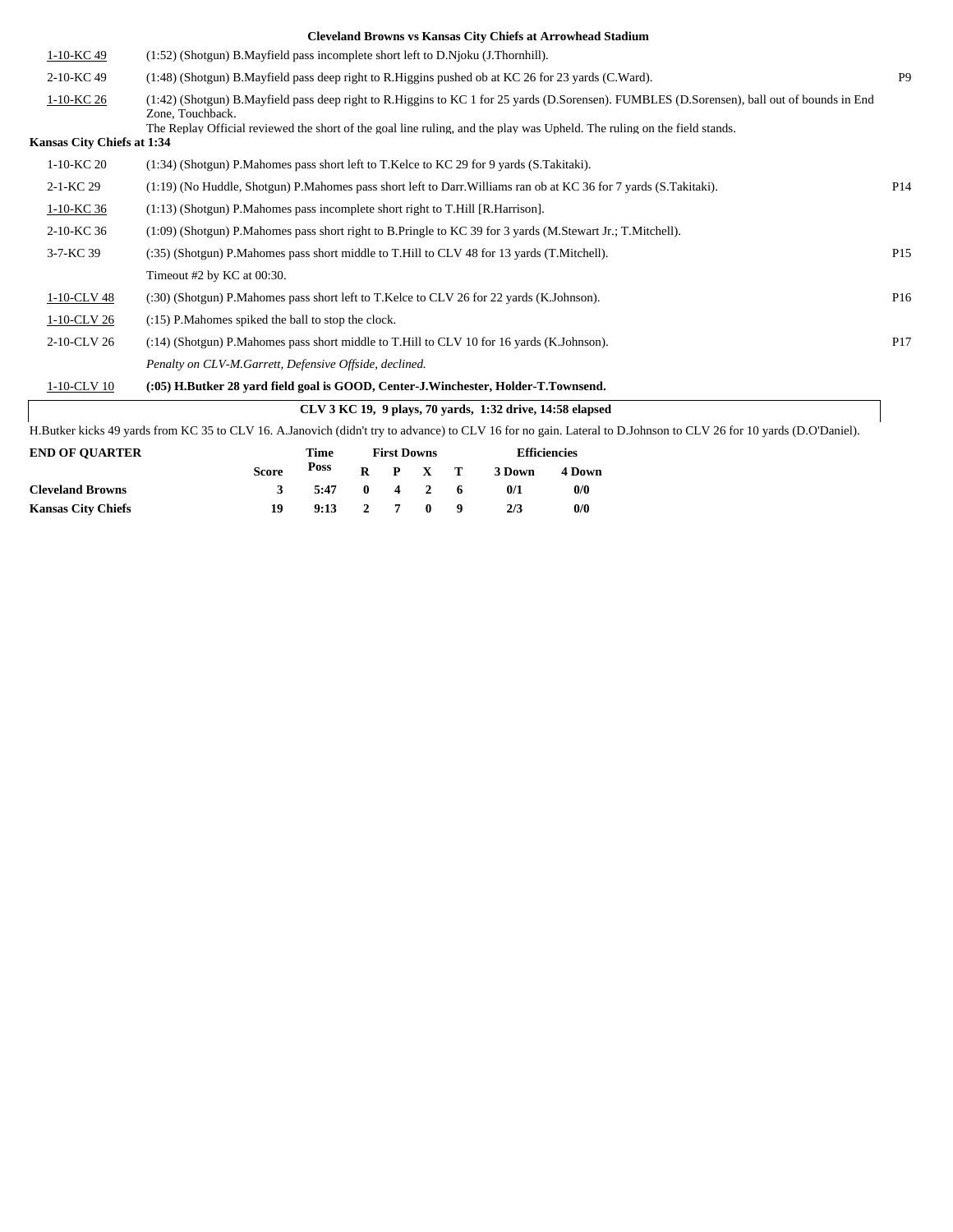**Cleveland Browns vs Kansas City Chiefs at Arrowhead Stadium**

| | | |
|---|---|---|
| 1-10-KC 49 | (1:52) (Shotgun) B.Mayfield pass incomplete short left to D.Njoku (J.Thornhill). | |
| 2-10-KC 49 | (1:48) (Shotgun) B.Mayfield pass deep right to R.Higgins pushed ob at KC 26 for 23 yards (C.Ward). | P9 |
| 1-10-KC 26 | (1:42) (Shotgun) B.Mayfield pass deep right to R.Higgins to KC 1 for 25 yards (D.Sorensen). FUMBLES (D.Sorensen), ball out of bounds in End Zone, Touchback. The Replay Official reviewed the short of the goal line ruling, and the play was Upheld. The ruling on the field stands. | |

**Kansas City Chiefs at 1:34**

| | | |
|---|---|---|
| 1-10-KC 20 | (1:34) (Shotgun) P.Mahomes pass short left to T.Kelce to KC 29 for 9 yards (S.Takitaki). | |
| 2-1-KC 29 | (1:19) (No Huddle, Shotgun) P.Mahomes pass short left to Darr.Williams ran ob at KC 36 for 7 yards (S.Takitaki). | P14 |
| 1-10-KC 36 | (1:13) (Shotgun) P.Mahomes pass incomplete short right to T.Hill [R.Harrison]. | |
| 2-10-KC 36 | (1:09) (Shotgun) P.Mahomes pass short right to B.Pringle to KC 39 for 3 yards (M.Stewart Jr.; T.Mitchell). | |
| 3-7-KC 39 | (:35) (Shotgun) P.Mahomes pass short middle to T.Hill to CLV 48 for 13 yards (T.Mitchell). | P15 |
| | Timeout #2 by KC at 00:30. | |
| 1-10-CLV 48 | (:30) (Shotgun) P.Mahomes pass short left to T.Kelce to CLV 26 for 22 yards (K.Johnson). | P16 |
| 1-10-CLV 26 | (:15) P.Mahomes spiked the ball to stop the clock. | |
| 2-10-CLV 26 | (:14) (Shotgun) P.Mahomes pass short middle to T.Hill to CLV 10 for 16 yards (K.Johnson). | P17 |
| | *Penalty on CLV-M.Garrett, Defensive Offside, declined.* | |
| 1-10-CLV 10 | **(:05) H.Butker 28 yard field goal is GOOD, Center-J.Winchester, Holder-T.Townsend.** | |

**CLV 3 KC 19, 9 plays, 70 yards, 1:32 drive, 14:58 elapsed**

H.Butker kicks 49 yards from KC 35 to CLV 16. A.Janovich (didn't try to advance) to CLV 16 for no gain. Lateral to D.Johnson to CLV 26 for 10 yards (D.O'Daniel).

| END OF QUARTER | Score | Time Poss | First Downs R | P | X | T | Efficiencies 3 Down | 4 Down |
|---|---|---|---|---|---|---|---|---|
| Cleveland Browns | 3 | 5:47 | 0 | 4 | 2 | 6 | 0/1 | 0/0 |
| Kansas City Chiefs | 19 | 9:13 | 2 | 7 | 0 | 9 | 2/3 | 0/0 |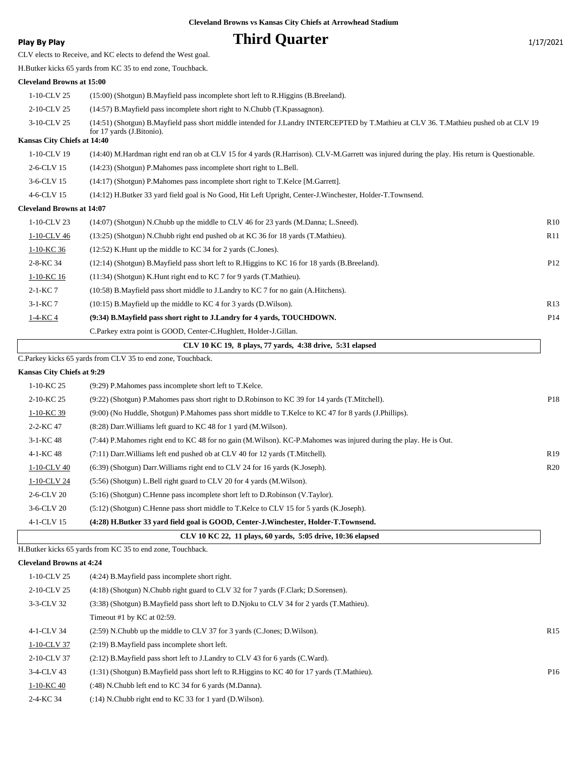Cleveland Browns vs Kansas City Chiefs at Arrowhead Stadium

**Play By Play**

# Third Quarter

1/17/2021

CLV elects to Receive, and KC elects to defend the West goal.

H.Butker kicks 65 yards from KC 35 to end zone, Touchback.

**Cleveland Browns at 15:00**

| | | |
|---|---|---|
| 1-10-CLV 25 | (15:00) (Shotgun) B.Mayfield pass incomplete short left to R.Higgins (B.Breeland). | |
| 2-10-CLV 25 | (14:57) B.Mayfield pass incomplete short right to N.Chubb (T.Kpassagnon). | |
| 3-10-CLV 25 | (14:51) (Shotgun) B.Mayfield pass short middle intended for J.Landry INTERCEPTED by T.Mathieu at CLV 36. T.Mathieu pushed ob at CLV 19 for 17 yards (J.Bitonio). | |

**Kansas City Chiefs at 14:40**

| | | |
|---|---|---|
| 1-10-CLV 19 | (14:40) M.Hardman right end ran ob at CLV 15 for 4 yards (R.Harrison). CLV-M.Garrett was injured during the play. His return is Questionable. | |
| 2-6-CLV 15 | (14:23) (Shotgun) P.Mahomes pass incomplete short right to L.Bell. | |
| 3-6-CLV 15 | (14:17) (Shotgun) P.Mahomes pass incomplete short right to T.Kelce [M.Garrett]. | |
| 4-6-CLV 15 | (14:12) H.Butker 33 yard field goal is No Good, Hit Left Upright, Center-J.Winchester, Holder-T.Townsend. | |

**Cleveland Browns at 14:07**

| | | |
|---|---|---|
| 1-10-CLV 23 | (14:07) (Shotgun) N.Chubb up the middle to CLV 46 for 23 yards (M.Danna; L.Sneed). | R10 |
| 1-10-CLV 46 | (13:25) (Shotgun) N.Chubb right end pushed ob at KC 36 for 18 yards (T.Mathieu). | R11 |
| 1-10-KC 36 | (12:52) K.Hunt up the middle to KC 34 for 2 yards (C.Jones). | |
| 2-8-KC 34 | (12:14) (Shotgun) B.Mayfield pass short left to R.Higgins to KC 16 for 18 yards (B.Breeland). | P12 |
| 1-10-KC 16 | (11:34) (Shotgun) K.Hunt right end to KC 7 for 9 yards (T.Mathieu). | |
| 2-1-KC 7 | (10:58) B.Mayfield pass short middle to J.Landry to KC 7 for no gain (A.Hitchens). | |
| 3-1-KC 7 | (10:15) B.Mayfield up the middle to KC 4 for 3 yards (D.Wilson). | R13 |
| 1-4-KC 4 | **(9:34) B.Mayfield pass short right to J.Landry for 4 yards, TOUCHDOWN.** | P14 |
| | C.Parkey extra point is GOOD, Center-C.Hughlett, Holder-J.Gillan. | |

**CLV 10 KC 19, 8 plays, 77 yards, 4:38 drive, 5:31 elapsed**

C.Parkey kicks 65 yards from CLV 35 to end zone, Touchback.

**Kansas City Chiefs at 9:29**

| | | |
|---|---|---|
| 1-10-KC 25 | (9:29) P.Mahomes pass incomplete short left to T.Kelce. | |
| 2-10-KC 25 | (9:22) (Shotgun) P.Mahomes pass short right to D.Robinson to KC 39 for 14 yards (T.Mitchell). | P18 |
| 1-10-KC 39 | (9:00) (No Huddle, Shotgun) P.Mahomes pass short middle to T.Kelce to KC 47 for 8 yards (J.Phillips). | |
| 2-2-KC 47 | (8:28) Darr.Williams left guard to KC 48 for 1 yard (M.Wilson). | |
| 3-1-KC 48 | (7:44) P.Mahomes right end to KC 48 for no gain (M.Wilson). KC-P.Mahomes was injured during the play. He is Out. | |
| 4-1-KC 48 | (7:11) Darr.Williams left end pushed ob at CLV 40 for 12 yards (T.Mitchell). | R19 |
| 1-10-CLV 40 | (6:39) (Shotgun) Darr.Williams right end to CLV 24 for 16 yards (K.Joseph). | R20 |
| 1-10-CLV 24 | (5:56) (Shotgun) L.Bell right guard to CLV 20 for 4 yards (M.Wilson). | |
| 2-6-CLV 20 | (5:16) (Shotgun) C.Henne pass incomplete short left to D.Robinson (V.Taylor). | |
| 3-6-CLV 20 | (5:12) (Shotgun) C.Henne pass short middle to T.Kelce to CLV 15 for 5 yards (K.Joseph). | |
| 4-1-CLV 15 | **(4:28) H.Butker 33 yard field goal is GOOD, Center-J.Winchester, Holder-T.Townsend.** | |

**CLV 10 KC 22, 11 plays, 60 yards, 5:05 drive, 10:36 elapsed**

H.Butker kicks 65 yards from KC 35 to end zone, Touchback.

**Cleveland Browns at 4:24**

| | | |
|---|---|---|
| 1-10-CLV 25 | (4:24) B.Mayfield pass incomplete short right. | |
| 2-10-CLV 25 | (4:18) (Shotgun) N.Chubb right guard to CLV 32 for 7 yards (F.Clark; D.Sorensen). | |
| 3-3-CLV 32 | (3:38) (Shotgun) B.Mayfield pass short left to D.Njoku to CLV 34 for 2 yards (T.Mathieu). | |
| | Timeout #1 by KC at 02:59. | |
| 4-1-CLV 34 | (2:59) N.Chubb up the middle to CLV 37 for 3 yards (C.Jones; D.Wilson). | R15 |
| 1-10-CLV 37 | (2:19) B.Mayfield pass incomplete short left. | |
| 2-10-CLV 37 | (2:12) B.Mayfield pass short left to J.Landry to CLV 43 for 6 yards (C.Ward). | |
| 3-4-CLV 43 | (1:31) (Shotgun) B.Mayfield pass short left to R.Higgins to KC 40 for 17 yards (T.Mathieu). | P16 |
| 1-10-KC 40 | (:48) N.Chubb left end to KC 34 for 6 yards (M.Danna). | |
| 2-4-KC 34 | (:14) N.Chubb right end to KC 33 for 1 yard (D.Wilson). | |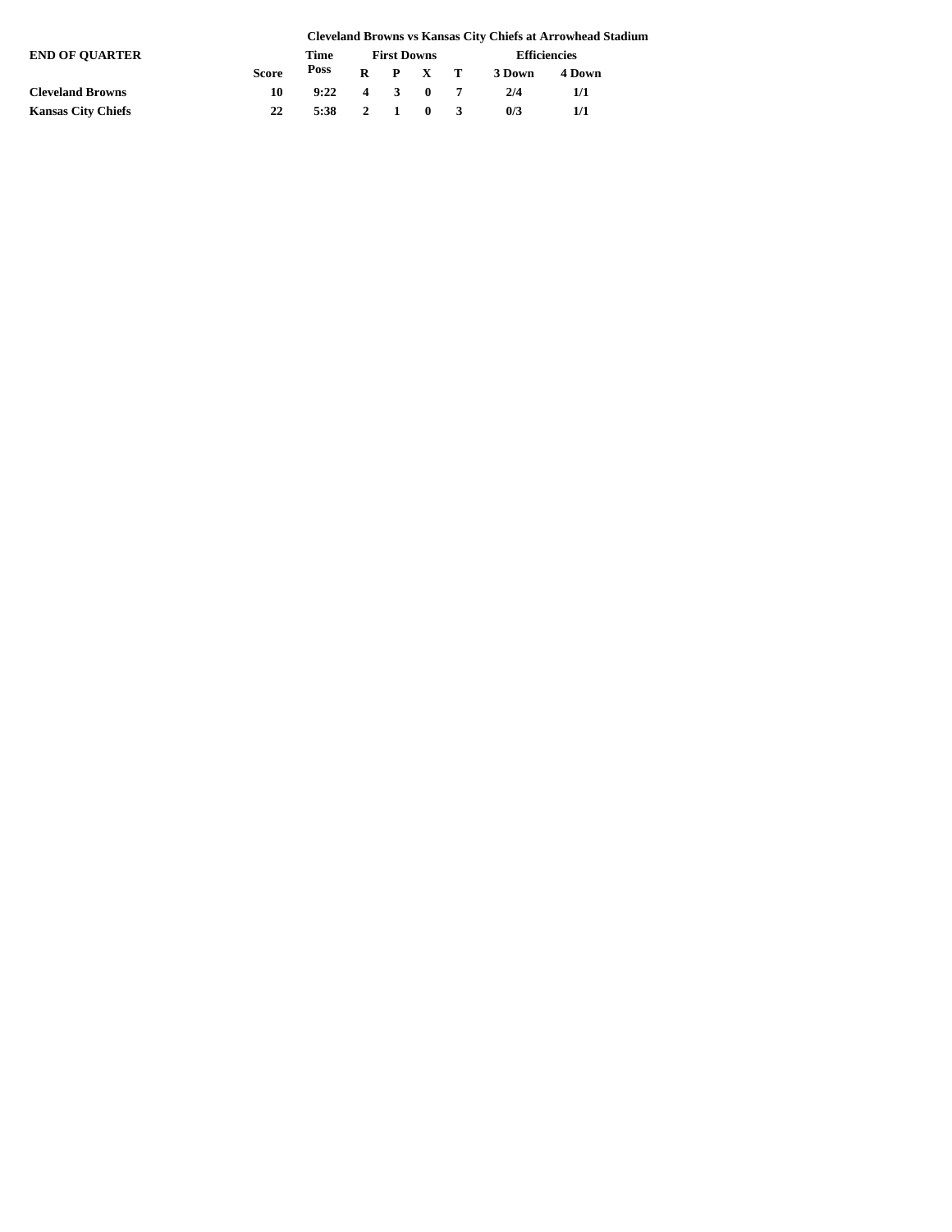**Cleveland Browns vs Kansas City Chiefs at Arrowhead Stadium**

**END OF QUARTER**

| | Score | Time Poss | First Downs R | P | X | T | Efficiencies 3 Down | 4 Down |
|---|---|---|---|---|---|---|---|---|
| **Cleveland Browns** | 10 | 9:22 | 4 | 3 | 0 | 7 | 2/4 | 1/1 |
| **Kansas City Chiefs** | 22 | 5:38 | 2 | 1 | 0 | 3 | 0/3 | 1/1 |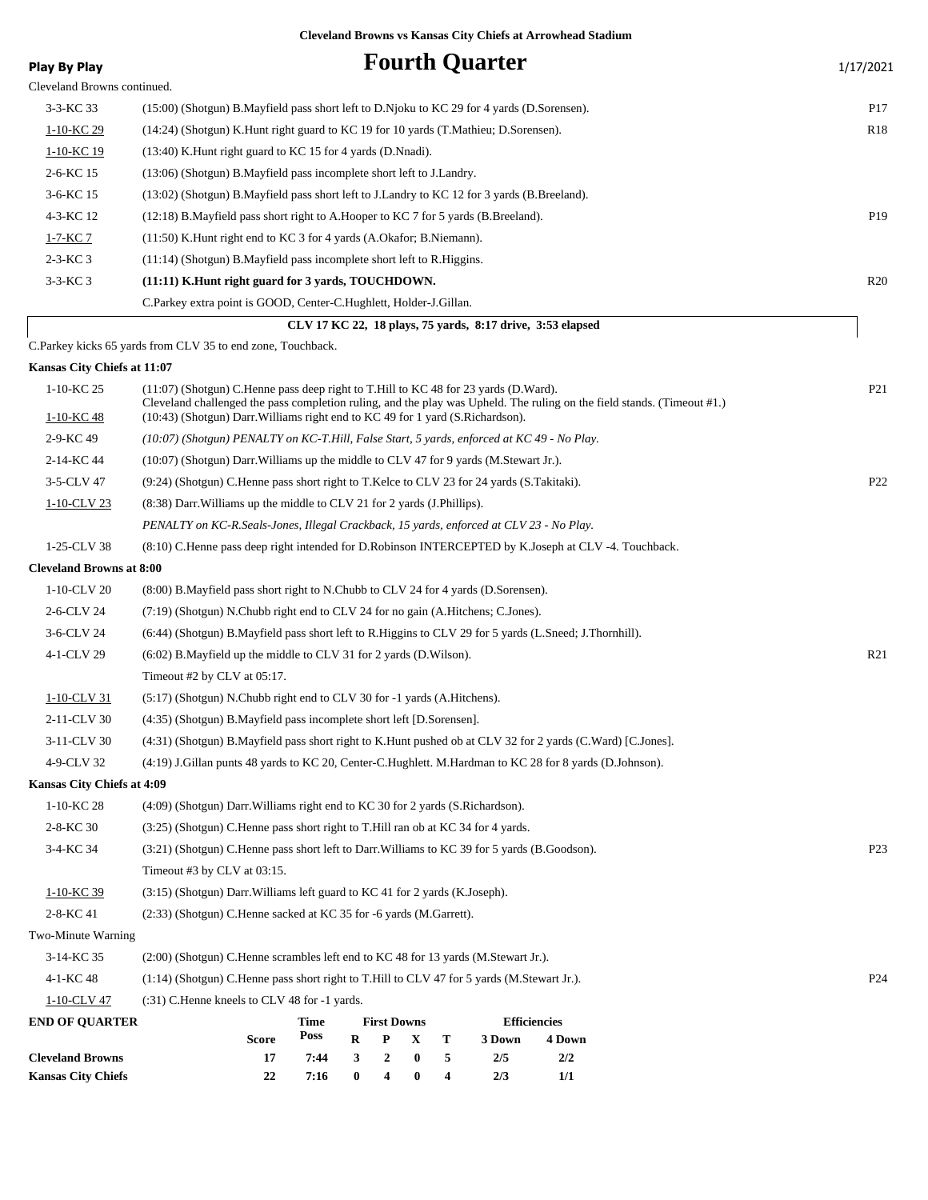**Cleveland Browns vs Kansas City Chiefs at Arrowhead Stadium**

**Play By Play**

# Fourth Quarter

1/17/2021

Cleveland Browns continued.

| | | |
|---|---|---|
| 3-3-KC 33 | (15:00) (Shotgun) B.Mayfield pass short left to D.Njoku to KC 29 for 4 yards (D.Sorensen). | P17 |
| 1-10-KC 29 | (14:24) (Shotgun) K.Hunt right guard to KC 19 for 10 yards (T.Mathieu; D.Sorensen). | R18 |
| 1-10-KC 19 | (13:40) K.Hunt right guard to KC 15 for 4 yards (D.Nnadi). | |
| 2-6-KC 15 | (13:06) (Shotgun) B.Mayfield pass incomplete short left to J.Landry. | |
| 3-6-KC 15 | (13:02) (Shotgun) B.Mayfield pass short left to J.Landry to KC 12 for 3 yards (B.Breeland). | |
| 4-3-KC 12 | (12:18) B.Mayfield pass short right to A.Hooper to KC 7 for 5 yards (B.Breeland). | P19 |
| 1-7-KC 7 | (11:50) K.Hunt right end to KC 3 for 4 yards (A.Okafor; B.Niemann). | |
| 2-3-KC 3 | (11:14) (Shotgun) B.Mayfield pass incomplete short left to R.Higgins. | |
| 3-3-KC 3 | **(11:11) K.Hunt right guard for 3 yards, TOUCHDOWN.** | R20 |
| | C.Parkey extra point is GOOD, Center-C.Hughlett, Holder-J.Gillan. | |

**CLV 17 KC 22, 18 plays, 75 yards, 8:17 drive, 3:53 elapsed**

C.Parkey kicks 65 yards from CLV 35 to end zone, Touchback.

**Kansas City Chiefs at 11:07**

| | | |
|---|---|---|
| 1-10-KC 25 | (11:07) (Shotgun) C.Henne pass deep right to T.Hill to KC 48 for 23 yards (D.Ward). Cleveland challenged the pass completion ruling, and the play was Upheld. The ruling on the field stands. (Timeout #1.) | P21 |
| 1-10-KC 48 | (10:43) (Shotgun) Darr.Williams right end to KC 49 for 1 yard (S.Richardson). | |
| 2-9-KC 49 | *(10:07) (Shotgun) PENALTY on KC-T.Hill, False Start, 5 yards, enforced at KC 49 - No Play.* | |
| 2-14-KC 44 | (10:07) (Shotgun) Darr.Williams up the middle to CLV 47 for 9 yards (M.Stewart Jr.). | |
| 3-5-CLV 47 | (9:24) (Shotgun) C.Henne pass short right to T.Kelce to CLV 23 for 24 yards (S.Takitaki). | P22 |
| 1-10-CLV 23 | (8:38) Darr.Williams up the middle to CLV 21 for 2 yards (J.Phillips). | |
| | *PENALTY on KC-R.Seals-Jones, Illegal Crackback, 15 yards, enforced at CLV 23 - No Play.* | |
| 1-25-CLV 38 | (8:10) C.Henne pass deep right intended for D.Robinson INTERCEPTED by K.Joseph at CLV -4. Touchback. | |

**Cleveland Browns at 8:00**

| | | |
|---|---|---|
| 1-10-CLV 20 | (8:00) B.Mayfield pass short right to N.Chubb to CLV 24 for 4 yards (D.Sorensen). | |
| 2-6-CLV 24 | (7:19) (Shotgun) N.Chubb right end to CLV 24 for no gain (A.Hitchens; C.Jones). | |
| 3-6-CLV 24 | (6:44) (Shotgun) B.Mayfield pass short left to R.Higgins to CLV 29 for 5 yards (L.Sneed; J.Thornhill). | |
| 4-1-CLV 29 | (6:02) B.Mayfield up the middle to CLV 31 for 2 yards (D.Wilson). | R21 |
| | Timeout #2 by CLV at 05:17. | |
| 1-10-CLV 31 | (5:17) (Shotgun) N.Chubb right end to CLV 30 for -1 yards (A.Hitchens). | |
| 2-11-CLV 30 | (4:35) (Shotgun) B.Mayfield pass incomplete short left [D.Sorensen]. | |
| 3-11-CLV 30 | (4:31) (Shotgun) B.Mayfield pass short right to K.Hunt pushed ob at CLV 32 for 2 yards (C.Ward) [C.Jones]. | |
| 4-9-CLV 32 | (4:19) J.Gillan punts 48 yards to KC 20, Center-C.Hughlett. M.Hardman to KC 28 for 8 yards (D.Johnson). | |

**Kansas City Chiefs at 4:09**

| | | |
|---|---|---|
| 1-10-KC 28 | (4:09) (Shotgun) Darr.Williams right end to KC 30 for 2 yards (S.Richardson). | |
| 2-8-KC 30 | (3:25) (Shotgun) C.Henne pass short right to T.Hill ran ob at KC 34 for 4 yards. | |
| 3-4-KC 34 | (3:21) (Shotgun) C.Henne pass short left to Darr.Williams to KC 39 for 5 yards (B.Goodson). | P23 |
| | Timeout #3 by CLV at 03:15. | |
| 1-10-KC 39 | (3:15) (Shotgun) Darr.Williams left guard to KC 41 for 2 yards (K.Joseph). | |
| 2-8-KC 41 | (2:33) (Shotgun) C.Henne sacked at KC 35 for -6 yards (M.Garrett). | |
| Two-Minute Warning | | |
| 3-14-KC 35 | (2:00) (Shotgun) C.Henne scrambles left end to KC 48 for 13 yards (M.Stewart Jr.). | |
| 4-1-KC 48 | (1:14) (Shotgun) C.Henne pass short right to T.Hill to CLV 47 for 5 yards (M.Stewart Jr.). | P24 |
| 1-10-CLV 47 | (:31) C.Henne kneels to CLV 48 for -1 yards. | |

| END OF QUARTER | Score | Time Poss | First Downs R | P | X | T | Efficiencies 3 Down | 4 Down |
|---|---|---|---|---|---|---|---|---|
| **Cleveland Browns** | 17 | 7:44 | 3 | 2 | 0 | 5 | 2/5 | 2/2 |
| **Kansas City Chiefs** | 22 | 7:16 | 0 | 4 | 0 | 4 | 2/3 | 1/1 |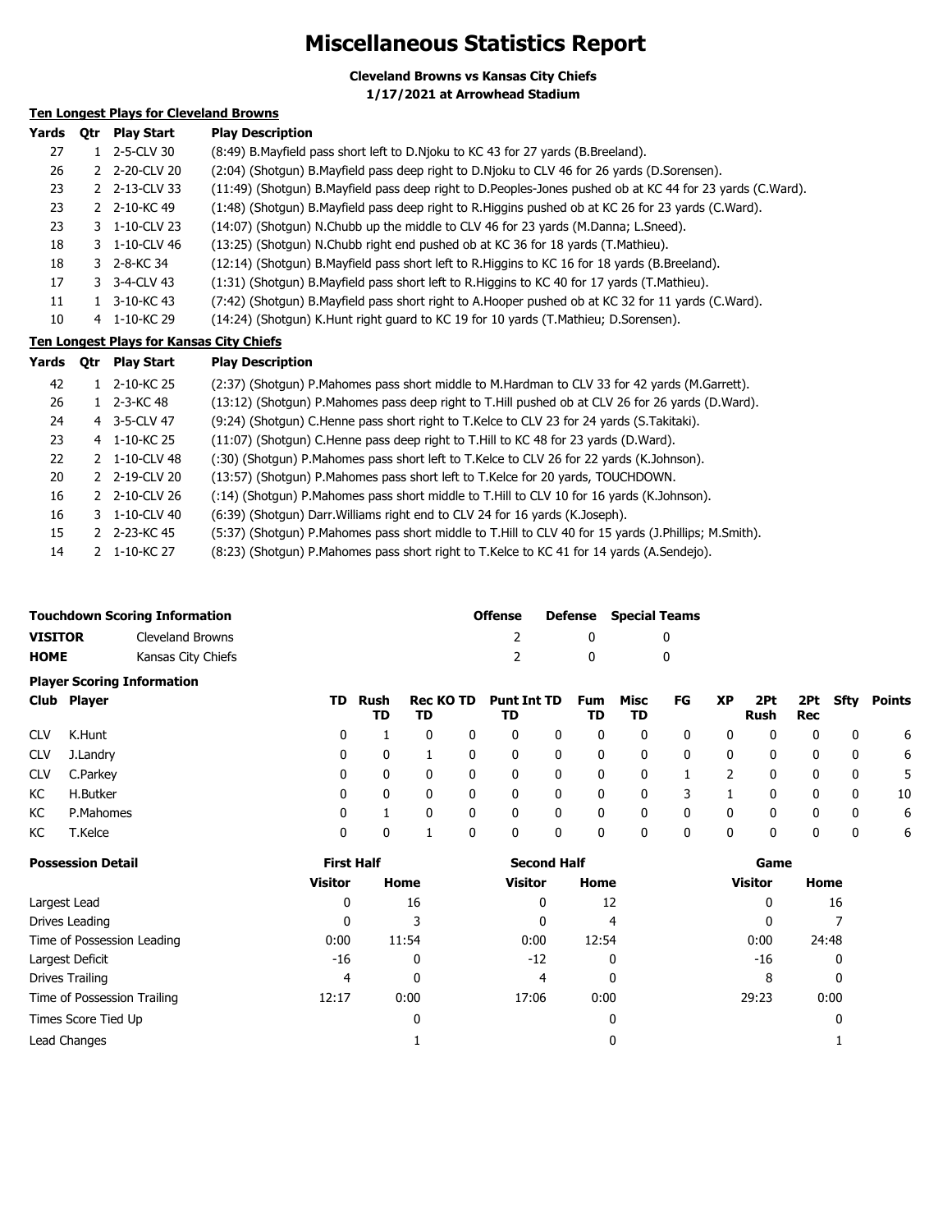# Miscellaneous Statistics Report

**Cleveland Browns vs Kansas City Chiefs**
**1/17/2021 at Arrowhead Stadium**

**Ten Longest Plays for Cleveland Browns**

| Yards | Qtr | Play Start | Play Description |
|---|---|---|---|
| 27 | 1 | 2-5-CLV 30 | (8:49) B.Mayfield pass short left to D.Njoku to KC 43 for 27 yards (B.Breeland). |
| 26 | 2 | 2-20-CLV 20 | (2:04) (Shotgun) B.Mayfield pass deep right to D.Njoku to CLV 46 for 26 yards (D.Sorensen). |
| 23 | 2 | 2-13-CLV 33 | (11:49) (Shotgun) B.Mayfield pass deep right to D.Peoples-Jones pushed ob at KC 44 for 23 yards (C.Ward). |
| 23 | 2 | 2-10-KC 49 | (1:48) (Shotgun) B.Mayfield pass deep right to R.Higgins pushed ob at KC 26 for 23 yards (C.Ward). |
| 23 | 3 | 1-10-CLV 23 | (14:07) (Shotgun) N.Chubb up the middle to CLV 46 for 23 yards (M.Danna; L.Sneed). |
| 18 | 3 | 1-10-CLV 46 | (13:25) (Shotgun) N.Chubb right end pushed ob at KC 36 for 18 yards (T.Mathieu). |
| 18 | 3 | 2-8-KC 34 | (12:14) (Shotgun) B.Mayfield pass short left to R.Higgins to KC 16 for 18 yards (B.Breeland). |
| 17 | 3 | 3-4-CLV 43 | (1:31) (Shotgun) B.Mayfield pass short left to R.Higgins to KC 40 for 17 yards (T.Mathieu). |
| 11 | 1 | 3-10-KC 43 | (7:42) (Shotgun) B.Mayfield pass short right to A.Hooper pushed ob at KC 32 for 11 yards (C.Ward). |
| 10 | 4 | 1-10-KC 29 | (14:24) (Shotgun) K.Hunt right guard to KC 19 for 10 yards (T.Mathieu; D.Sorensen). |

**Ten Longest Plays for Kansas City Chiefs**

| Yards | Qtr | Play Start | Play Description |
|---|---|---|---|
| 42 | 1 | 2-10-KC 25 | (2:37) (Shotgun) P.Mahomes pass short middle to M.Hardman to CLV 33 for 42 yards (M.Garrett). |
| 26 | 1 | 2-3-KC 48 | (13:12) (Shotgun) P.Mahomes pass deep right to T.Hill pushed ob at CLV 26 for 26 yards (D.Ward). |
| 24 | 4 | 3-5-CLV 47 | (9:24) (Shotgun) C.Henne pass short right to T.Kelce to CLV 23 for 24 yards (S.Takitaki). |
| 23 | 4 | 1-10-KC 25 | (11:07) (Shotgun) C.Henne pass deep right to T.Hill to KC 48 for 23 yards (D.Ward). |
| 22 | 2 | 1-10-CLV 48 | (:30) (Shotgun) P.Mahomes pass short left to T.Kelce to CLV 26 for 22 yards (K.Johnson). |
| 20 | 2 | 2-19-CLV 20 | (13:57) (Shotgun) P.Mahomes pass short left to T.Kelce for 20 yards, TOUCHDOWN. |
| 16 | 2 | 2-10-CLV 26 | (:14) (Shotgun) P.Mahomes pass short middle to T.Hill to CLV 10 for 16 yards (K.Johnson). |
| 16 | 3 | 1-10-CLV 40 | (6:39) (Shotgun) Darr.Williams right end to CLV 24 for 16 yards (K.Joseph). |
| 15 | 2 | 2-23-KC 45 | (5:37) (Shotgun) P.Mahomes pass short middle to T.Hill to CLV 40 for 15 yards (J.Phillips; M.Smith). |
| 14 | 2 | 1-10-KC 27 | (8:23) (Shotgun) P.Mahomes pass short right to T.Kelce to KC 41 for 14 yards (A.Sendejo). |

**Touchdown Scoring Information**

| | | Offense | Defense | Special Teams |
|---|---|---|---|---|
| **VISITOR** | Cleveland Browns | 2 | 0 | 0 |
| **HOME** | Kansas City Chiefs | 2 | 0 | 0 |

**Player Scoring Information**

| Club | Player | TD | Rush TD | Rec TD | KO TD | Punt TD | Int TD | Fum TD | Misc TD | FG | XP | 2Pt Rush | 2Pt Rec | Sfty | Points |
|---|---|---|---|---|---|---|---|---|---|---|---|---|---|---|---|
| CLV | K.Hunt | 0 | 1 | 0 | 0 | 0 | 0 | 0 | 0 | 0 | 0 | 0 | 0 | 0 | 6 |
| CLV | J.Landry | 0 | 0 | 1 | 0 | 0 | 0 | 0 | 0 | 0 | 0 | 0 | 0 | 0 | 6 |
| CLV | C.Parkey | 0 | 0 | 0 | 0 | 0 | 0 | 0 | 0 | 1 | 2 | 0 | 0 | 0 | 5 |
| KC | H.Butker | 0 | 0 | 0 | 0 | 0 | 0 | 0 | 0 | 3 | 1 | 0 | 0 | 0 | 10 |
| KC | P.Mahomes | 0 | 1 | 0 | 0 | 0 | 0 | 0 | 0 | 0 | 0 | 0 | 0 | 0 | 6 |
| KC | T.Kelce | 0 | 0 | 1 | 0 | 0 | 0 | 0 | 0 | 0 | 0 | 0 | 0 | 0 | 6 |

| Possession Detail | First Half | | Second Half | | Game | |
|---|---|---|---|---|---|---|
| | Visitor | Home | Visitor | Home | Visitor | Home |
| Largest Lead | 0 | 16 | 0 | 12 | 0 | 16 |
| Drives Leading | 0 | 3 | 0 | 4 | 0 | 7 |
| Time of Possession Leading | 0:00 | 11:54 | 0:00 | 12:54 | 0:00 | 24:48 |
| Largest Deficit | -16 | 0 | -12 | 0 | -16 | 0 |
| Drives Trailing | 4 | 0 | 4 | 0 | 8 | 0 |
| Time of Possession Trailing | 12:17 | 0:00 | 17:06 | 0:00 | 29:23 | 0:00 |
| Times Score Tied Up | | 0 | | 0 | | 0 |
| Lead Changes | | 1 | | 0 | | 1 |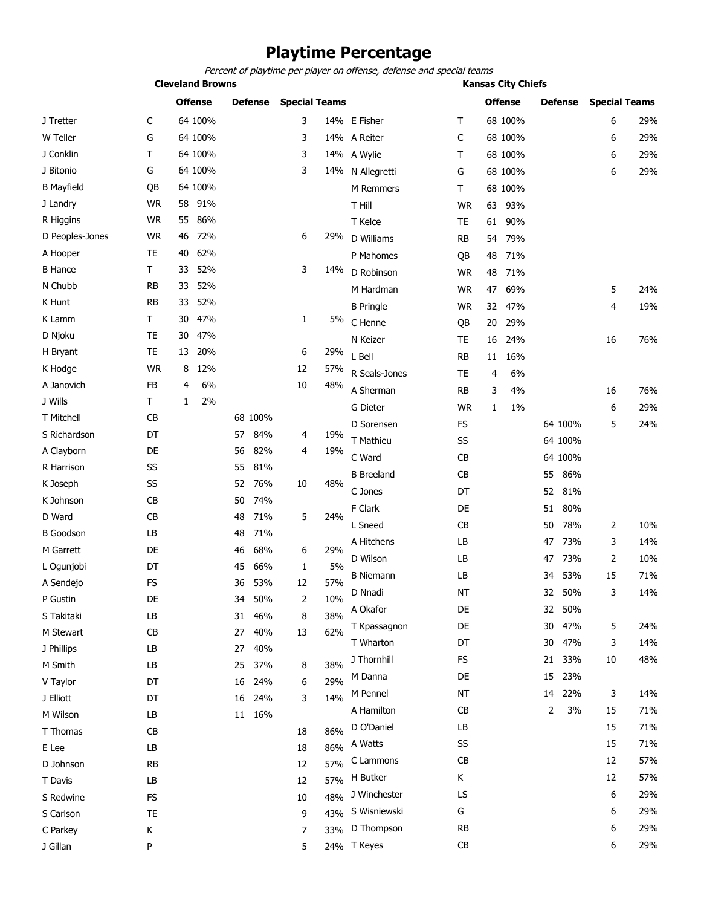# Playtime Percentage

*Percent of playtime per player on offense, defense and special teams*

## Cleveland Browns

| Player | Pos | Offense | | Defense | | Special Teams | |
|---|---|---|---|---|---|---|---|
| J Tretter | C | 64 | 100% | | | 3 | 14% |
| W Teller | G | 64 | 100% | | | 3 | 14% |
| J Conklin | T | 64 | 100% | | | 3 | 14% |
| J Bitonio | G | 64 | 100% | | | 3 | 14% |
| B Mayfield | QB | 64 | 100% | | | | |
| J Landry | WR | 58 | 91% | | | | |
| R Higgins | WR | 55 | 86% | | | | |
| D Peoples-Jones | WR | 46 | 72% | | | 6 | 29% |
| A Hooper | TE | 40 | 62% | | | | |
| B Hance | T | 33 | 52% | | | 3 | 14% |
| N Chubb | RB | 33 | 52% | | | | |
| K Hunt | RB | 33 | 52% | | | | |
| K Lamm | T | 30 | 47% | | | 1 | 5% |
| D Njoku | TE | 30 | 47% | | | | |
| H Bryant | TE | 13 | 20% | | | 6 | 29% |
| K Hodge | WR | 8 | 12% | | | 12 | 57% |
| A Janovich | FB | 4 | 6% | | | 10 | 48% |
| J Wills | T | 1 | 2% | | | | |
| T Mitchell | CB | | | 68 | 100% | | |
| S Richardson | DT | | | 57 | 84% | 4 | 19% |
| A Clayborn | DE | | | 56 | 82% | 4 | 19% |
| R Harrison | SS | | | 55 | 81% | | |
| K Joseph | SS | | | 52 | 76% | 10 | 48% |
| K Johnson | CB | | | 50 | 74% | | |
| D Ward | CB | | | 48 | 71% | 5 | 24% |
| B Goodson | LB | | | 48 | 71% | | |
| M Garrett | DE | | | 46 | 68% | 6 | 29% |
| L Ogunjobi | DT | | | 45 | 66% | 1 | 5% |
| A Sendejo | FS | | | 36 | 53% | 12 | 57% |
| P Gustin | DE | | | 34 | 50% | 2 | 10% |
| S Takitaki | LB | | | 31 | 46% | 8 | 38% |
| M Stewart | CB | | | 27 | 40% | 13 | 62% |
| J Phillips | LB | | | 27 | 40% | | |
| M Smith | LB | | | 25 | 37% | 8 | 38% |
| V Taylor | DT | | | 16 | 24% | 6 | 29% |
| J Elliott | DT | | | 16 | 24% | 3 | 14% |
| M Wilson | LB | | | 11 | 16% | | |
| T Thomas | CB | | | | | 18 | 86% |
| E Lee | LB | | | | | 18 | 86% |
| D Johnson | RB | | | | | 12 | 57% |
| T Davis | LB | | | | | 12 | 57% |
| S Redwine | FS | | | | | 10 | 48% |
| S Carlson | TE | | | | | 9 | 43% |
| C Parkey | K | | | | | 7 | 33% |
| J Gillan | P | | | | | 5 | 24% |

## Kansas City Chiefs

| Player | Pos | Offense | | Defense | | Special Teams | |
|---|---|---|---|---|---|---|---|
| E Fisher | T | 68 | 100% | | | 6 | 29% |
| A Reiter | C | 68 | 100% | | | 6 | 29% |
| A Wylie | T | 68 | 100% | | | 6 | 29% |
| N Allegretti | G | 68 | 100% | | | 6 | 29% |
| M Remmers | T | 68 | 100% | | | | |
| T Hill | WR | 63 | 93% | | | | |
| T Kelce | TE | 61 | 90% | | | | |
| D Williams | RB | 54 | 79% | | | | |
| P Mahomes | QB | 48 | 71% | | | | |
| D Robinson | WR | 48 | 71% | | | | |
| M Hardman | WR | 47 | 69% | | | 5 | 24% |
| B Pringle | WR | 32 | 47% | | | 4 | 19% |
| C Henne | QB | 20 | 29% | | | | |
| N Keizer | TE | 16 | 24% | | | 16 | 76% |
| L Bell | RB | 11 | 16% | | | | |
| R Seals-Jones | TE | 4 | 6% | | | | |
| A Sherman | RB | 3 | 4% | | | 16 | 76% |
| G Dieter | WR | 1 | 1% | | | 6 | 29% |
| D Sorensen | FS | | | 64 | 100% | 5 | 24% |
| T Mathieu | SS | | | 64 | 100% | | |
| C Ward | CB | | | 64 | 100% | | |
| B Breeland | CB | | | 55 | 86% | | |
| C Jones | DT | | | 52 | 81% | | |
| F Clark | DE | | | 51 | 80% | | |
| L Sneed | CB | | | 50 | 78% | 2 | 10% |
| A Hitchens | LB | | | 47 | 73% | 3 | 14% |
| D Wilson | LB | | | 47 | 73% | 2 | 10% |
| B Niemann | LB | | | 34 | 53% | 15 | 71% |
| D Nnadi | NT | | | 32 | 50% | 3 | 14% |
| A Okafor | DE | | | 32 | 50% | | |
| T Kpassagnon | DE | | | 30 | 47% | 5 | 24% |
| T Wharton | DT | | | 30 | 47% | 3 | 14% |
| J Thornhill | FS | | | 21 | 33% | 10 | 48% |
| M Danna | DE | | | 15 | 23% | | |
| M Pennel | NT | | | 14 | 22% | 3 | 14% |
| A Hamilton | CB | | | 2 | 3% | 15 | 71% |
| D O'Daniel | LB | | | | | 15 | 71% |
| A Watts | SS | | | | | 15 | 71% |
| C Lammons | CB | | | | | 12 | 57% |
| H Butker | K | | | | | 12 | 57% |
| J Winchester | LS | | | | | 6 | 29% |
| S Wisniewski | G | | | | | 6 | 29% |
| D Thompson | RB | | | | | 6 | 29% |
| T Keyes | CB | | | | | 6 | 29% |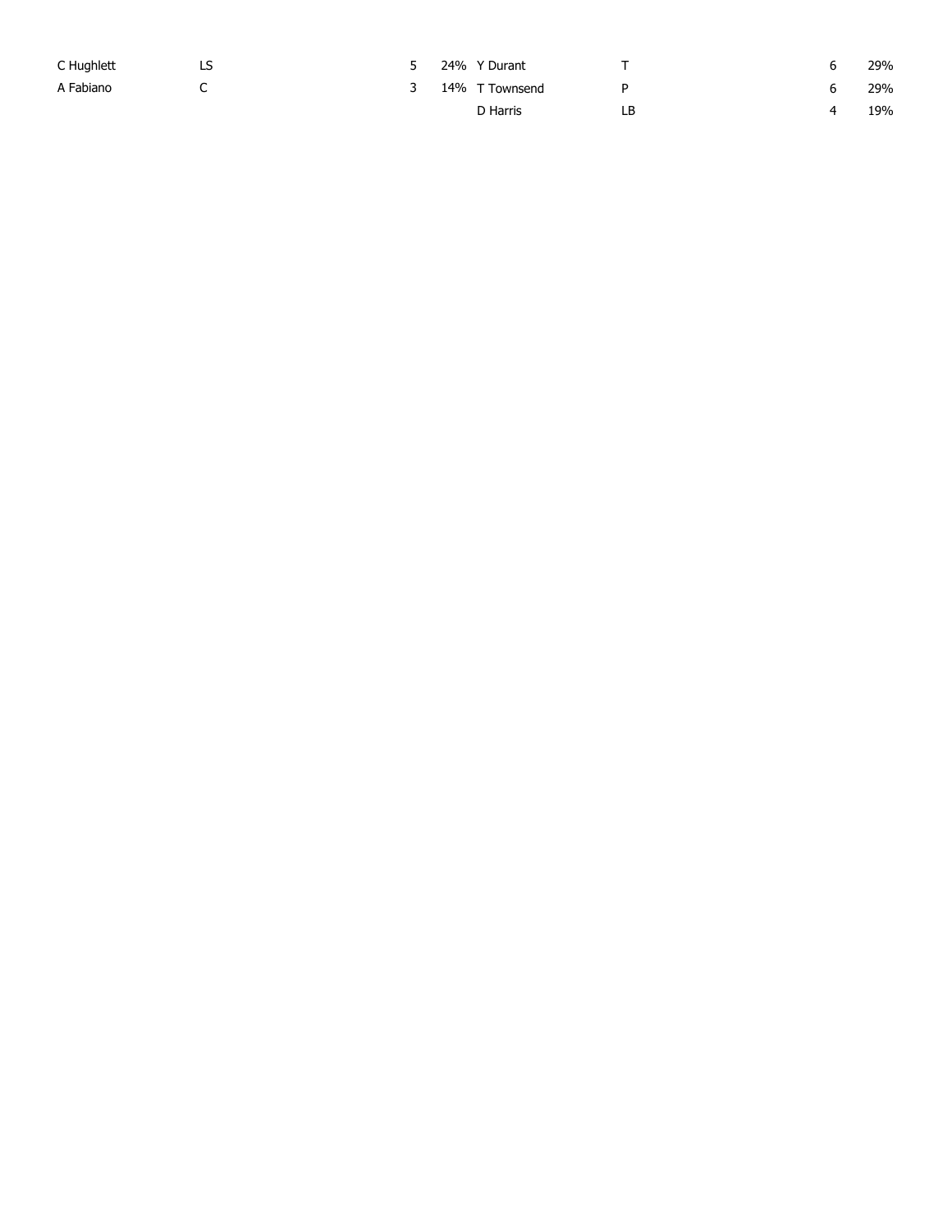| | | | | | | | |
|---|---|---|---|---|---|---|---|
| C Hughlett | LS | 5 | 24% | Y Durant | T | 6 | 29% |
| A Fabiano | C | 3 | 14% | T Townsend | P | 6 | 29% |
| | | | | D Harris | LB | 4 | 19% |